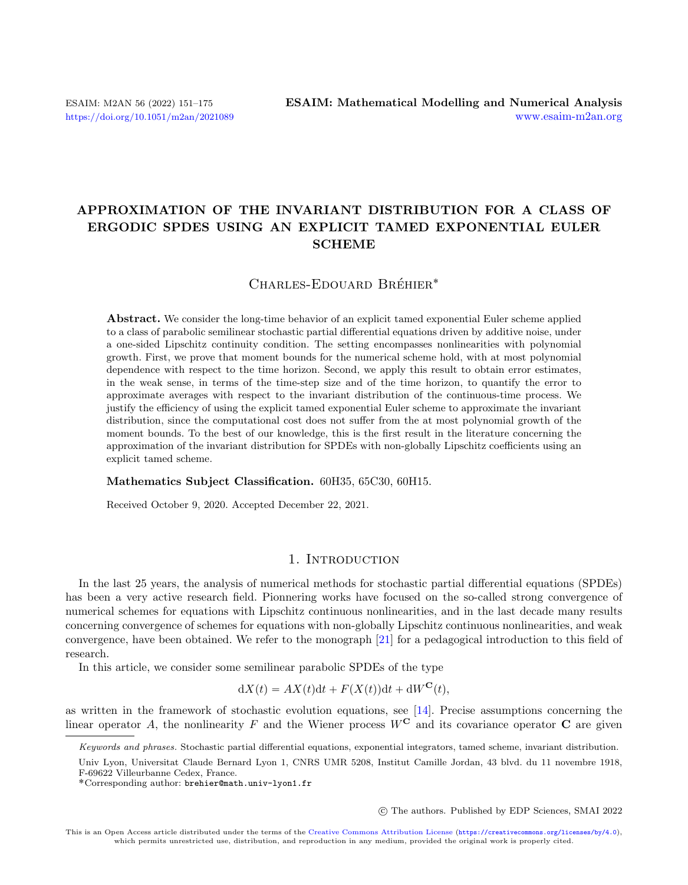# APPROXIMATION OF THE INVARIANT DISTRIBUTION FOR A CLASS OF ERGODIC SPDES USING AN EXPLICIT TAMED EXPONENTIAL EULER SCHEME

Charles-Edouard Bréhier*

**Abstract.** We consider the long-time behavior of an explicit tamed exponential Euler scheme applied to a class of parabolic semilinear stochastic partial differential equations driven by additive noise, under a one-sided Lipschitz continuity condition. The setting encompasses nonlinearities with polynomial growth. First, we prove that moment bounds for the numerical scheme hold, with at most polynomial dependence with respect to the time horizon. Second, we apply this result to obtain error estimates, in the weak sense, in terms of the time-step size and of the time horizon, to quantify the error to approximate averages with respect to the invariant distribution of the continuous-time process. We justify the efficiency of using the explicit tamed exponential Euler scheme to approximate the invariant distribution, since the computational cost does not suffer from the at most polynomial growth of the moment bounds. To the best of our knowledge, this is the first result in the literature concerning the approximation of the invariant distribution for SPDEs with non-globally Lipschitz coefficients using an explicit tamed scheme.

**Mathematics Subject Classification.** 60H35, 65C30, 60H15.

Received October 9, 2020. Accepted December 22, 2021.

## 1. Introduction

In the last 25 years, the analysis of numerical methods for stochastic partial differential equations (SPDEs) has been a very active research field. Pionnering works have focused on the so-called strong convergence of numerical schemes for equations with Lipschitz continuous nonlinearities, and in the last decade many results concerning convergence of schemes for equations with non-globally Lipschitz continuous nonlinearities, and weak convergence, have been obtained. We refer to the monograph [21] for a pedagogical introduction to this field of research.

In this article, we consider some semilinear parabolic SPDEs of the type

$$\mathrm{d}X(t) = AX(t)\mathrm{d}t + F(X(t))\mathrm{d}t + \mathrm{d}W^{\mathbf{C}}(t),$$

as written in the framework of stochastic evolution equations, see [14]. Precise assumptions concerning the linear operator $A$, the nonlinearity $F$ and the Wiener process $W^{\mathbf{C}}$ and its covariance operator $\mathbf{C}$ are given

*Keywords and phrases.* Stochastic partial differential equations, exponential integrators, tamed scheme, invariant distribution.

Univ Lyon, Universitat Claude Bernard Lyon 1, CNRS UMR 5208, Institut Camille Jordan, 43 blvd. du 11 novembre 1918, F-69622 Villeurbanne Cedex, France.

*Corresponding author: brehier@math.univ-lyon1.fr

© The authors. Published by EDP Sciences, SMAI 2022

This is an Open Access article distributed under the terms of the Creative Commons Attribution License (https://creativecommons.org/licenses/by/4.0), which permits unrestricted use, distribution, and reproduction in any medium, provided the original work is properly cited.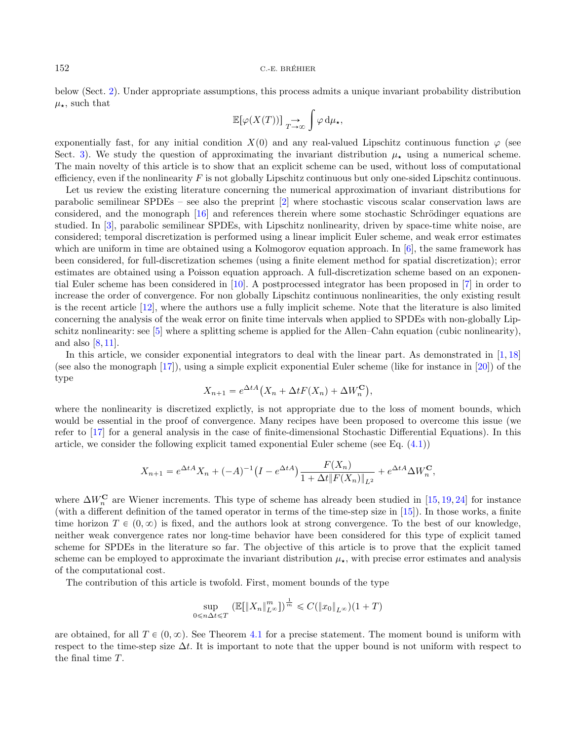below (Sect. 2). Under appropriate assumptions, this process admits a unique invariant probability distribution $\mu_\star$, such that

$$\mathbb{E}[\varphi(X(T))] \underset{T\to\infty}{\to} \int \varphi \, \mathrm{d}\mu_\star,$$

exponentially fast, for any initial condition $X(0)$ and any real-valued Lipschitz continuous function $\varphi$ (see Sect. 3). We study the question of approximating the invariant distribution $\mu_\star$ using a numerical scheme. The main novelty of this article is to show that an explicit scheme can be used, without loss of computational efficiency, even if the nonlinearity $F$ is not globally Lipschitz continuous but only one-sided Lipschitz continuous.

Let us review the existing literature concerning the numerical approximation of invariant distributions for parabolic semilinear SPDEs – see also the preprint [2] where stochastic viscous scalar conservation laws are considered, and the monograph [16] and references therein where some stochastic Schrödinger equations are studied. In [3], parabolic semilinear SPDEs, with Lipschitz nonlinearity, driven by space-time white noise, are considered; temporal discretization is performed using a linear implicit Euler scheme, and weak error estimates which are uniform in time are obtained using a Kolmogorov equation approach. In [6], the same framework has been considered, for full-discretization schemes (using a finite element method for spatial discretization); error estimates are obtained using a Poisson equation approach. A full-discretization scheme based on an exponential Euler scheme has been considered in [10]. A postprocessed integrator has been proposed in [7] in order to increase the order of convergence. For non globally Lipschitz continuous nonlinearities, the only existing result is the recent article [12], where the authors use a fully implicit scheme. Note that the literature is also limited concerning the analysis of the weak error on finite time intervals when applied to SPDEs with non-globally Lipschitz nonlinearity: see [5] where a splitting scheme is applied for the Allen–Cahn equation (cubic nonlinearity), and also [8, 11].

In this article, we consider exponential integrators to deal with the linear part. As demonstrated in [1, 18] (see also the monograph [17]), using a simple explicit exponential Euler scheme (like for instance in [20]) of the type

$$X_{n+1} = e^{\Delta t A}\big(X_n + \Delta t F(X_n) + \Delta W_n^{\mathbf{C}}\big),$$

where the nonlinearity is discretized explictly, is not appropriate due to the loss of moment bounds, which would be essential in the proof of convergence. Many recipes have been proposed to overcome this issue (we refer to [17] for a general analysis in the case of finite-dimensional Stochastic Differential Equations). In this article, we consider the following explicit tamed exponential Euler scheme (see Eq. (4.1))

$$X_{n+1} = e^{\Delta t A} X_n + (-A)^{-1}\big(I - e^{\Delta t A}\big)\frac{F(X_n)}{1 + \Delta t \|F(X_n)\|_{L^2}} + e^{\Delta t A}\Delta W_n^{\mathbf{C}},$$

where $\Delta W_n^{\mathbf{C}}$ are Wiener increments. This type of scheme has already been studied in [15, 19, 24] for instance (with a different definition of the tamed operator in terms of the time-step size in [15]). In those works, a finite time horizon $T \in (0, \infty)$ is fixed, and the authors look at strong convergence. To the best of our knowledge, neither weak convergence rates nor long-time behavior have been considered for this type of explicit tamed scheme for SPDEs in the literature so far. The objective of this article is to prove that the explicit tamed scheme can be employed to approximate the invariant distribution $\mu_\star$, with precise error estimates and analysis of the computational cost.

The contribution of this article is twofold. First, moment bounds of the type

$$\sup_{0\leqslant n\Delta t\leqslant T} \big(\mathbb{E}[\|X_n\|_{L^\infty}^m]\big)^{\frac{1}{m}} \leqslant C(\|x_0\|_{L^\infty})(1 + T)$$

are obtained, for all $T \in (0, \infty)$. See Theorem 4.1 for a precise statement. The moment bound is uniform with respect to the time-step size $\Delta t$. It is important to note that the upper bound is not uniform with respect to the final time $T$.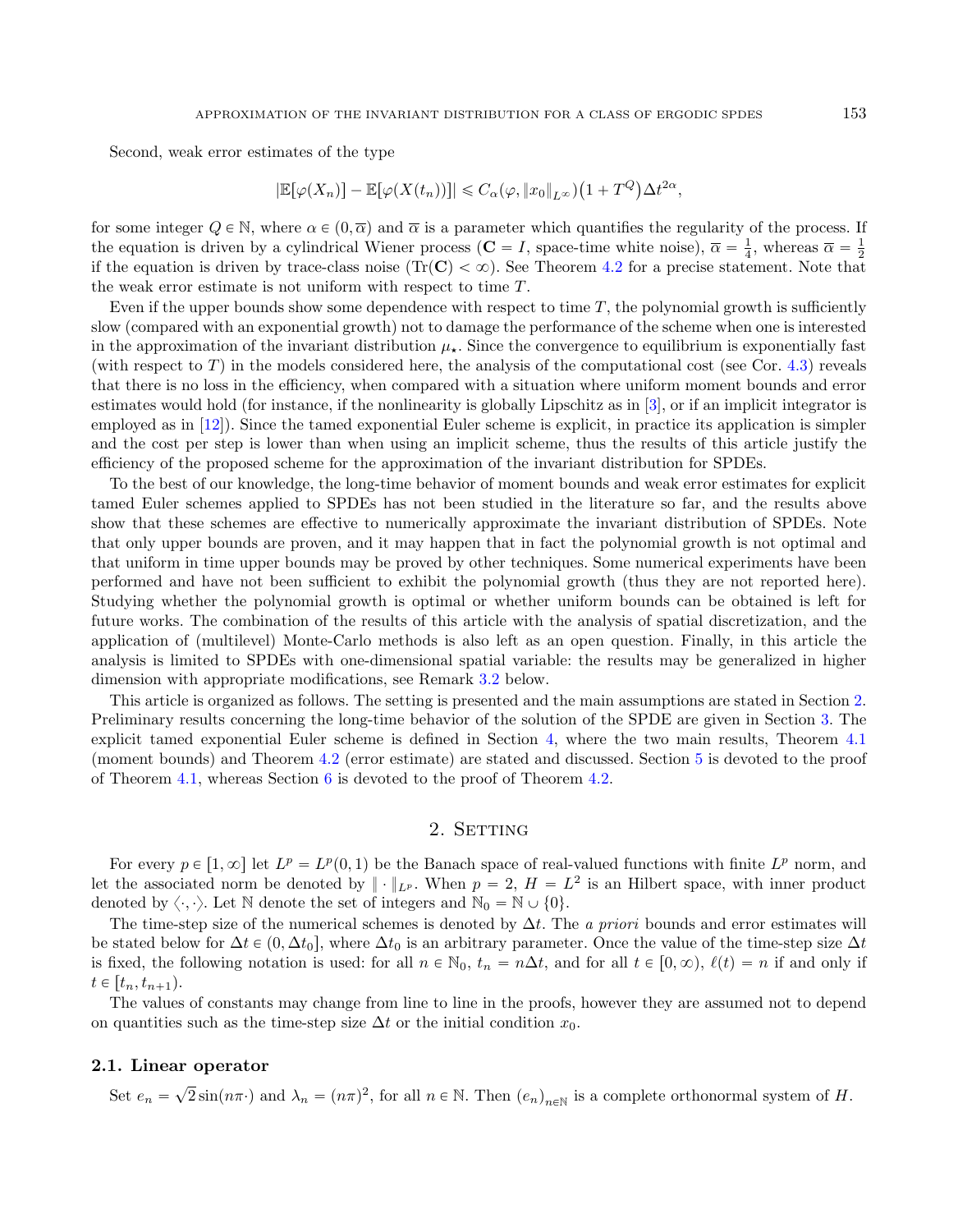Second, weak error estimates of the type

$$|\mathbb{E}[\varphi(X_n)] - \mathbb{E}[\varphi(X(t_n))]| \leqslant C_\alpha(\varphi, \|x_0\|_{L^\infty})\big(1 + T^Q\big)\Delta t^{2\alpha},$$

for some integer $Q \in \mathbb{N}$, where $\alpha \in (0, \overline{\alpha})$ and $\overline{\alpha}$ is a parameter which quantifies the regularity of the process. If the equation is driven by a cylindrical Wiener process ($\mathbf{C} = I$, space-time white noise), $\overline{\alpha} = \frac{1}{4}$, whereas $\overline{\alpha} = \frac{1}{2}$ if the equation is driven by trace-class noise ($\mathrm{Tr}(\mathbf{C}) < \infty$). See Theorem 4.2 for a precise statement. Note that the weak error estimate is not uniform with respect to time $T$.

Even if the upper bounds show some dependence with respect to time $T$, the polynomial growth is sufficiently slow (compared with an exponential growth) not to damage the performance of the scheme when one is interested in the approximation of the invariant distribution $\mu_\star$. Since the convergence to equilibrium is exponentially fast (with respect to $T$) in the models considered here, the analysis of the computational cost (see Cor. 4.3) reveals that there is no loss in the efficiency, when compared with a situation where uniform moment bounds and error estimates would hold (for instance, if the nonlinearity is globally Lipschitz as in [3], or if an implicit integrator is employed as in [12]). Since the tamed exponential Euler scheme is explicit, in practice its application is simpler and the cost per step is lower than when using an implicit scheme, thus the results of this article justify the efficiency of the proposed scheme for the approximation of the invariant distribution for SPDEs.

To the best of our knowledge, the long-time behavior of moment bounds and weak error estimates for explicit tamed Euler schemes applied to SPDEs has not been studied in the literature so far, and the results above show that these schemes are effective to numerically approximate the invariant distribution of SPDEs. Note that only upper bounds are proven, and it may happen that in fact the polynomial growth is not optimal and that uniform in time upper bounds may be proved by other techniques. Some numerical experiments have been performed and have not been sufficient to exhibit the polynomial growth (thus they are not reported here). Studying whether the polynomial growth is optimal or whether uniform bounds can be obtained is left for future works. The combination of the results of this article with the analysis of spatial discretization, and the application of (multilevel) Monte-Carlo methods is also left as an open question. Finally, in this article the analysis is limited to SPDEs with one-dimensional spatial variable: the results may be generalized in higher dimension with appropriate modifications, see Remark 3.2 below.

This article is organized as follows. The setting is presented and the main assumptions are stated in Section 2. Preliminary results concerning the long-time behavior of the solution of the SPDE are given in Section 3. The explicit tamed exponential Euler scheme is defined in Section 4, where the two main results, Theorem 4.1 (moment bounds) and Theorem 4.2 (error estimate) are stated and discussed. Section 5 is devoted to the proof of Theorem 4.1, whereas Section 6 is devoted to the proof of Theorem 4.2.

## 2. Setting

For every $p \in [1, \infty]$ let $L^p = L^p(0,1)$ be the Banach space of real-valued functions with finite $L^p$ norm, and let the associated norm be denoted by $\|\cdot\|_{L^p}$. When $p = 2$, $H = L^2$ is an Hilbert space, with inner product denoted by $\langle \cdot, \cdot \rangle$. Let $\mathbb{N}$ denote the set of integers and $\mathbb{N}_0 = \mathbb{N} \cup \{0\}$.

The time-step size of the numerical schemes is denoted by $\Delta t$. The *a priori* bounds and error estimates will be stated below for $\Delta t \in (0, \Delta t_0]$, where $\Delta t_0$ is an arbitrary parameter. Once the value of the time-step size $\Delta t$ is fixed, the following notation is used: for all $n \in \mathbb{N}_0$, $t_n = n\Delta t$, and for all $t \in [0, \infty)$, $\ell(t) = n$ if and only if $t \in [t_n, t_{n+1})$.

The values of constants may change from line to line in the proofs, however they are assumed not to depend on quantities such as the time-step size $\Delta t$ or the initial condition $x_0$.

### 2.1. Linear operator

Set $e_n = \sqrt{2}\sin(n\pi\cdot)$ and $\lambda_n = (n\pi)^2$, for all $n \in \mathbb{N}$. Then $(e_n)_{n\in\mathbb{N}}$ is a complete orthonormal system of $H$.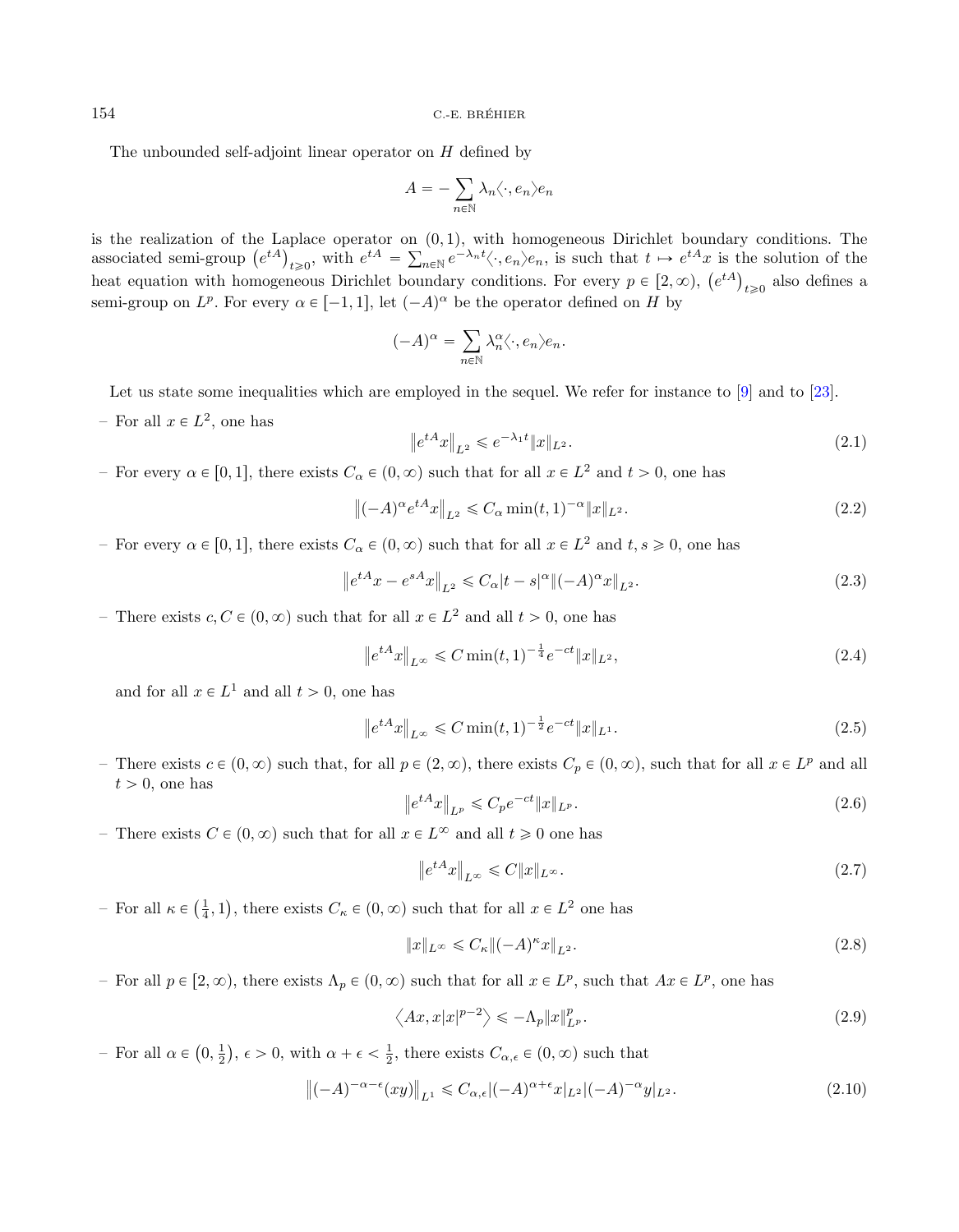The unbounded self-adjoint linear operator on $H$ defined by

$$A = -\sum_{n\in\mathbb{N}} \lambda_n \langle \cdot, e_n \rangle e_n$$

is the realization of the Laplace operator on $(0,1)$, with homogeneous Dirichlet boundary conditions. The associated semi-group $\left(e^{tA}\right)_{t\geqslant 0}$, with $e^{tA} = \sum_{n\in\mathbb{N}} e^{-\lambda_n t}\langle \cdot, e_n \rangle e_n$, is such that $t \mapsto e^{tA}x$ is the solution of the heat equation with homogeneous Dirichlet boundary conditions. For every $p \in [2,\infty)$, $\left(e^{tA}\right)_{t\geqslant 0}$ also defines a semi-group on $L^p$. For every $\alpha \in [-1,1]$, let $(-A)^\alpha$ be the operator defined on $H$ by

$$(-A)^\alpha = \sum_{n\in\mathbb{N}} \lambda_n^\alpha \langle \cdot, e_n \rangle e_n.$$

Let us state some inequalities which are employed in the sequel. We refer for instance to [9] and to [23].

– For all $x \in L^2$, one has

$$\left\| e^{tA}x \right\|_{L^2} \leqslant e^{-\lambda_1 t} \|x\|_{L^2}. \tag{2.1}$$

– For every $\alpha \in [0,1]$, there exists $C_\alpha \in (0,\infty)$ such that for all $x \in L^2$ and $t > 0$, one has

$$\left\| (-A)^\alpha e^{tA}x \right\|_{L^2} \leqslant C_\alpha \min(t,1)^{-\alpha} \|x\|_{L^2}. \tag{2.2}$$

– For every $\alpha \in [0,1]$, there exists $C_\alpha \in (0,\infty)$ such that for all $x \in L^2$ and $t,s \geqslant 0$, one has

$$\left\| e^{tA}x - e^{sA}x \right\|_{L^2} \leqslant C_\alpha |t-s|^\alpha \|(-A)^\alpha x\|_{L^2}. \tag{2.3}$$

– There exists $c, C \in (0,\infty)$ such that for all $x \in L^2$ and all $t > 0$, one has

$$\left\| e^{tA}x \right\|_{L^\infty} \leqslant C \min(t,1)^{-\frac{1}{4}} e^{-ct} \|x\|_{L^2}, \tag{2.4}$$

and for all $x \in L^1$ and all $t > 0$, one has

$$\left\| e^{tA}x \right\|_{L^\infty} \leqslant C \min(t,1)^{-\frac{1}{2}} e^{-ct} \|x\|_{L^1}. \tag{2.5}$$

– There exists $c \in (0,\infty)$ such that, for all $p \in (2,\infty)$, there exists $C_p \in (0,\infty)$, such that for all $x \in L^p$ and all $t > 0$, one has

$$\left\| e^{tA}x \right\|_{L^p} \leqslant C_p e^{-ct} \|x\|_{L^p}. \tag{2.6}$$

– There exists $C \in (0,\infty)$ such that for all $x \in L^\infty$ and all $t \geqslant 0$ one has

$$\left\| e^{tA}x \right\|_{L^\infty} \leqslant C \|x\|_{L^\infty}. \tag{2.7}$$

– For all $\kappa \in \left(\frac{1}{4}, 1\right)$, there exists $C_\kappa \in (0,\infty)$ such that for all $x \in L^2$ one has

$$\|x\|_{L^\infty} \leqslant C_\kappa \|(-A)^\kappa x\|_{L^2}. \tag{2.8}$$

– For all $p \in [2,\infty)$, there exists $\Lambda_p \in (0,\infty)$ such that for all $x \in L^p$, such that $Ax \in L^p$, one has

$$\left\langle Ax, x|x|^{p-2} \right\rangle \leqslant -\Lambda_p \|x\|_{L^p}^p. \tag{2.9}$$

– For all $\alpha \in \left(0, \frac{1}{2}\right)$, $\epsilon > 0$, with $\alpha + \epsilon < \frac{1}{2}$, there exists $C_{\alpha,\epsilon} \in (0,\infty)$ such that

$$\left\| (-A)^{-\alpha-\epsilon}(xy) \right\|_{L^1} \leqslant C_{\alpha,\epsilon} |(-A)^{\alpha+\epsilon}x|_{L^2} |(-A)^{-\alpha}y|_{L^2}. \tag{2.10}$$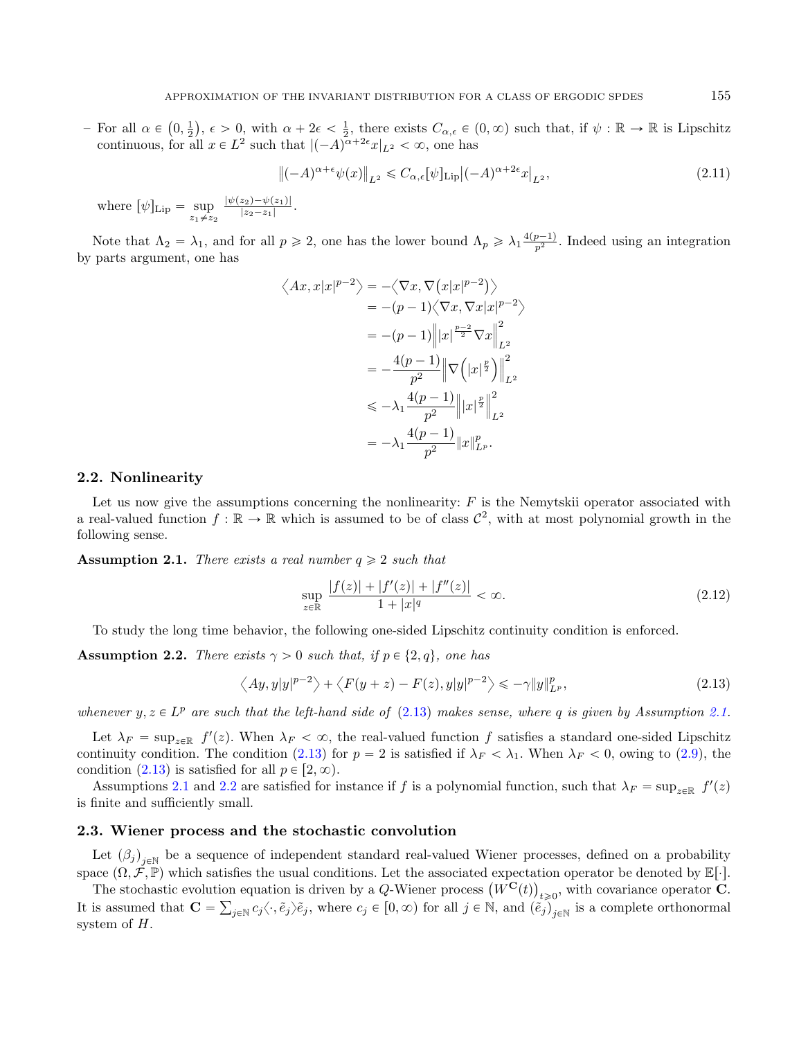– For all $\alpha \in \left(0, \frac{1}{2}\right)$, $\epsilon > 0$, with $\alpha + 2\epsilon < \frac{1}{2}$, there exists $C_{\alpha,\epsilon} \in (0, \infty)$ such that, if $\psi : \mathbb{R} \to \mathbb{R}$ is Lipschitz continuous, for all $x \in L^2$ such that $|(-A)^{\alpha+2\epsilon} x|_{L^2} < \infty$, one has

$$\left\|(-A)^{\alpha+\epsilon}\psi(x)\right\|_{L^2} \leqslant C_{\alpha,\epsilon}[\psi]_{\text{Lip}}\left|(-A)^{\alpha+2\epsilon}x\right|_{L^2}, \tag{2.11}$$

where $[\psi]_{\text{Lip}} = \sup\limits_{z_1 \neq z_2} \frac{|\psi(z_2)-\psi(z_1)|}{|z_2-z_1|}$.

Note that $\Lambda_2 = \lambda_1$, and for all $p \geqslant 2$, one has the lower bound $\Lambda_p \geqslant \lambda_1 \frac{4(p-1)}{p^2}$. Indeed using an integration by parts argument, one has

$$\begin{aligned}
\left\langle Ax, x|x|^{p-2}\right\rangle &= -\left\langle \nabla x, \nabla\left(x|x|^{p-2}\right)\right\rangle \\
&= -(p-1)\left\langle \nabla x, \nabla x|x|^{p-2}\right\rangle \\
&= -(p-1)\left\||x|^{\frac{p-2}{2}}\nabla x\right\|_{L^2}^2 \\
&= -\frac{4(p-1)}{p^2}\left\|\nabla\left(|x|^{\frac{p}{2}}\right)\right\|_{L^2}^2 \\
&\leqslant -\lambda_1\frac{4(p-1)}{p^2}\left\||x|^{\frac{p}{2}}\right\|_{L^2}^2 \\
&= -\lambda_1\frac{4(p-1)}{p^2}\|x\|_{L^p}^p.
\end{aligned}$$

### 2.2. Nonlinearity

Let us now give the assumptions concerning the nonlinearity: $F$ is the Nemytskii operator associated with a real-valued function $f : \mathbb{R} \to \mathbb{R}$ which is assumed to be of class $\mathcal{C}^2$, with at most polynomial growth in the following sense.

**Assumption 2.1.** *There exists a real number $q \geqslant 2$ such that*

$$\sup_{z\in\mathbb{R}} \frac{|f(z)| + |f'(z)| + |f''(z)|}{1+|x|^q} < \infty. \tag{2.12}$$

To study the long time behavior, the following one-sided Lipschitz continuity condition is enforced.

**Assumption 2.2.** *There exists $\gamma > 0$ such that, if $p \in \{2, q\}$, one has*

$$\left\langle Ay, y|y|^{p-2}\right\rangle + \left\langle F(y+z) - F(z), y|y|^{p-2}\right\rangle \leqslant -\gamma\|y\|_{L^p}^p, \tag{2.13}$$

*whenever $y, z \in L^p$ are such that the left-hand side of (2.13) makes sense, where $q$ is given by Assumption 2.1.*

Let $\lambda_F = \sup_{z\in\mathbb{R}} f'(z)$. When $\lambda_F < \infty$, the real-valued function $f$ satisfies a standard one-sided Lipschitz continuity condition. The condition (2.13) for $p = 2$ is satisfied if $\lambda_F < \lambda_1$. When $\lambda_F < 0$, owing to (2.9), the condition (2.13) is satisfied for all $p \in [2, \infty)$.

Assumptions 2.1 and 2.2 are satisfied for instance if $f$ is a polynomial function, such that $\lambda_F = \sup_{z\in\mathbb{R}} f'(z)$ is finite and sufficiently small.

### 2.3. Wiener process and the stochastic convolution

Let $(\beta_j)_{j\in\mathbb{N}}$ be a sequence of independent standard real-valued Wiener processes, defined on a probability space $(\Omega, \mathcal{F}, \mathbb{P})$ which satisfies the usual conditions. Let the associated expectation operator be denoted by $\mathbb{E}[\cdot]$.

The stochastic evolution equation is driven by a $Q$-Wiener process $\left(W^{\mathbf{C}}(t)\right)_{t\geqslant 0}$, with covariance operator $\mathbf{C}$. It is assumed that $\mathbf{C} = \sum_{j\in\mathbb{N}} c_j\langle\cdot, \tilde{e}_j\rangle\tilde{e}_j$, where $c_j \in [0, \infty)$ for all $j \in \mathbb{N}$, and $(\tilde{e}_j)_{j\in\mathbb{N}}$ is a complete orthonormal system of $H$.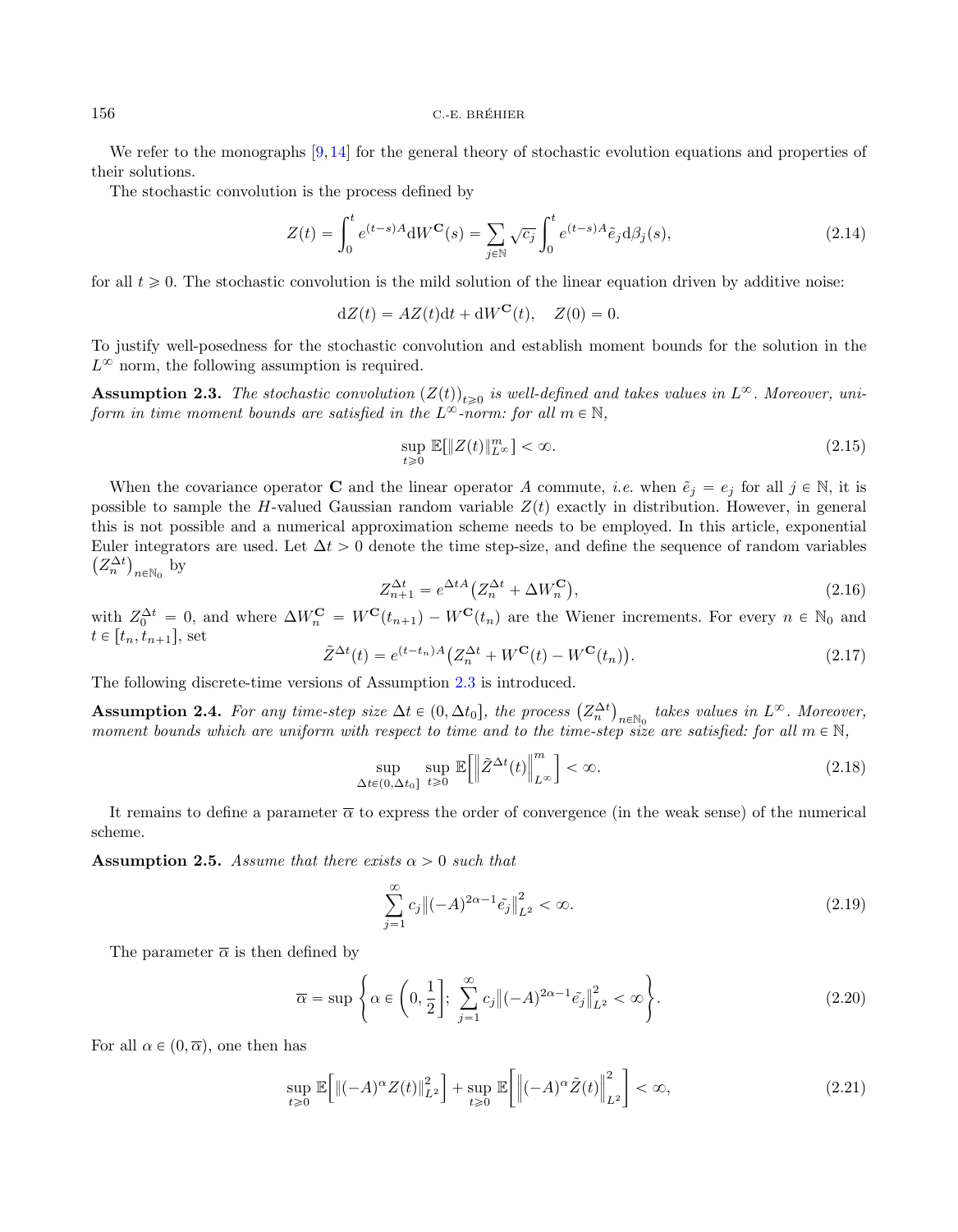We refer to the monographs [9, 14] for the general theory of stochastic evolution equations and properties of their solutions.

The stochastic convolution is the process defined by

$$Z(t) = \int_0^t e^{(t-s)A} \mathrm{d}W^{\mathbf{C}}(s) = \sum_{j \in \mathbb{N}} \sqrt{c_j} \int_0^t e^{(t-s)A} \tilde{e}_j \mathrm{d}\beta_j(s), \tag{2.14}$$

for all $t \geqslant 0$. The stochastic convolution is the mild solution of the linear equation driven by additive noise:

$$\mathrm{d}Z(t) = AZ(t)\mathrm{d}t + \mathrm{d}W^{\mathbf{C}}(t), \quad Z(0) = 0.$$

To justify well-posedness for the stochastic convolution and establish moment bounds for the solution in the $L^\infty$ norm, the following assumption is required.

**Assumption 2.3.** *The stochastic convolution $(Z(t))_{t \geqslant 0}$ is well-defined and takes values in $L^\infty$. Moreover, uniform in time moment bounds are satisfied in the $L^\infty$-norm: for all $m \in \mathbb{N}$,*

$$\sup_{t \geqslant 0} \mathbb{E}[\|Z(t)\|_{L^\infty}^m] < \infty. \tag{2.15}$$

When the covariance operator $\mathbf{C}$ and the linear operator $A$ commute, *i.e.* when $\tilde{e}_j = e_j$ for all $j \in \mathbb{N}$, it is possible to sample the $H$-valued Gaussian random variable $Z(t)$ exactly in distribution. However, in general this is not possible and a numerical approximation scheme needs to be employed. In this article, exponential Euler integrators are used. Let $\Delta t > 0$ denote the time step-size, and define the sequence of random variables $(Z_n^{\Delta t})_{n \in \mathbb{N}_0}$ by

$$Z_{n+1}^{\Delta t} = e^{\Delta t A}\big(Z_n^{\Delta t} + \Delta W_n^{\mathbf{C}}\big), \tag{2.16}$$

with $Z_0^{\Delta t} = 0$, and where $\Delta W_n^{\mathbf{C}} = W^{\mathbf{C}}(t_{n+1}) - W^{\mathbf{C}}(t_n)$ are the Wiener increments. For every $n \in \mathbb{N}_0$ and $t \in [t_n, t_{n+1}]$, set

$$\tilde{Z}^{\Delta t}(t) = e^{(t-t_n)A}\big(Z_n^{\Delta t} + W^{\mathbf{C}}(t) - W^{\mathbf{C}}(t_n)\big). \tag{2.17}$$

The following discrete-time versions of Assumption 2.3 is introduced.

**Assumption 2.4.** *For any time-step size $\Delta t \in (0, \Delta t_0]$, the process $(Z_n^{\Delta t})_{n \in \mathbb{N}_0}$ takes values in $L^\infty$. Moreover, moment bounds which are uniform with respect to time and to the time-step size are satisfied: for all $m \in \mathbb{N}$,*

$$\sup_{\Delta t \in (0, \Delta t_0]} \sup_{t \geqslant 0} \mathbb{E}\Big[\Big\|\tilde{Z}^{\Delta t}(t)\Big\|_{L^\infty}^m\Big] < \infty. \tag{2.18}$$

It remains to define a parameter $\overline{\alpha}$ to express the order of convergence (in the weak sense) of the numerical scheme.

**Assumption 2.5.** *Assume that there exists $\alpha > 0$ such that*

$$\sum_{j=1}^{\infty} c_j \big\|(-A)^{2\alpha - 1}\tilde{e}_j\big\|_{L^2}^2 < \infty. \tag{2.19}$$

The parameter $\overline{\alpha}$ is then defined by

$$\overline{\alpha} = \sup\left\{\alpha \in \left(0, \frac{1}{2}\right];\ \sum_{j=1}^{\infty} c_j \big\|(-A)^{2\alpha-1}\tilde{e}_j\big\|_{L^2}^2 < \infty\right\}. \tag{2.20}$$

For all $\alpha \in (0, \overline{\alpha})$, one then has

$$\sup_{t \geqslant 0} \mathbb{E}\Big[\|(-A)^{\alpha} Z(t)\|_{L^2}^2\Big] + \sup_{t \geqslant 0} \mathbb{E}\Big[\Big\|(-A)^{\alpha}\tilde{Z}(t)\Big\|_{L^2}^2\Big] < \infty, \tag{2.21}$$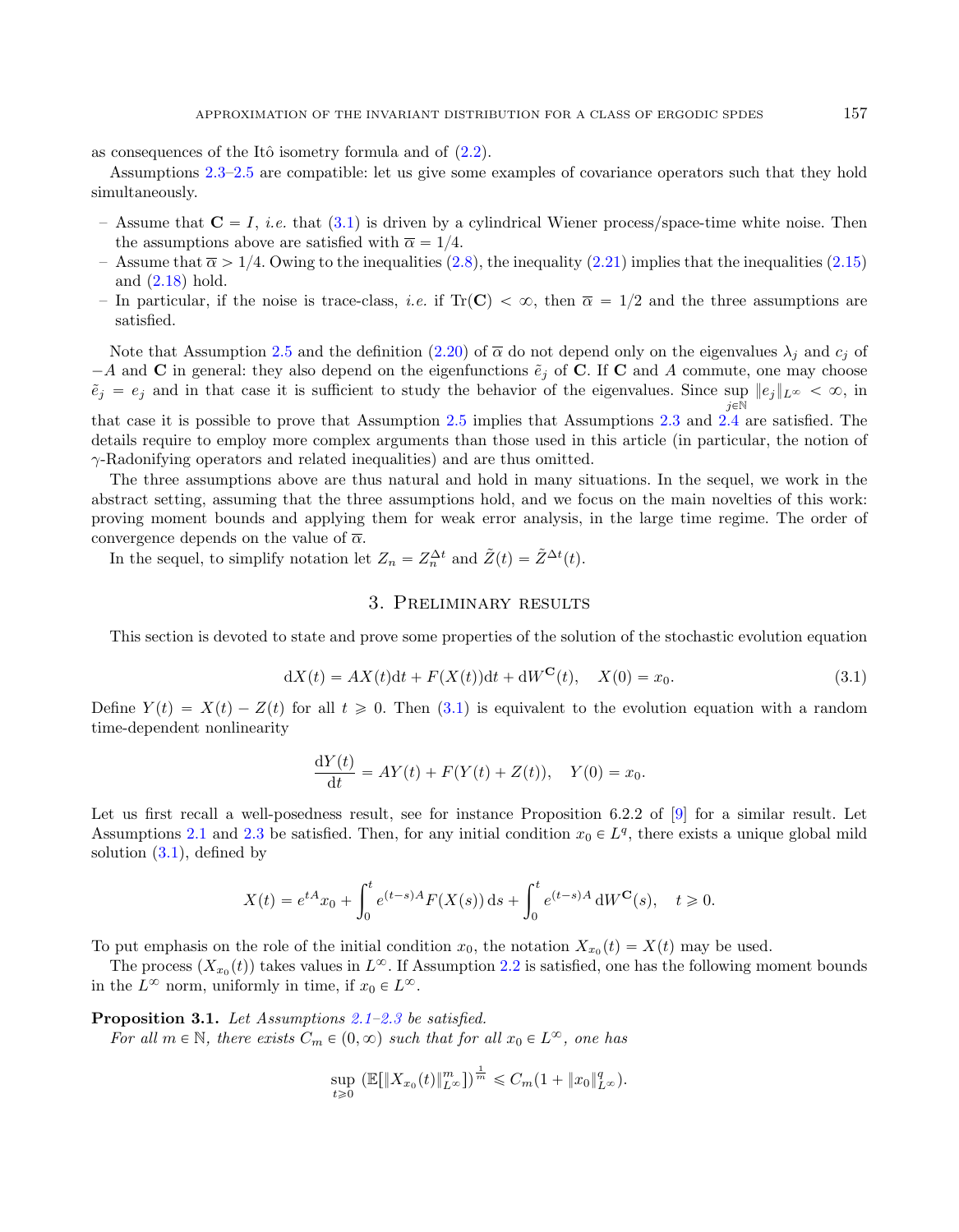as consequences of the Itô isometry formula and of (2.2).

Assumptions 2.3–2.5 are compatible: let us give some examples of covariance operators such that they hold simultaneously.

- Assume that $\mathbf{C} = I$, *i.e.* that (3.1) is driven by a cylindrical Wiener process/space-time white noise. Then the assumptions above are satisfied with $\overline{\alpha} = 1/4$.
- Assume that $\overline{\alpha} > 1/4$. Owing to the inequalities (2.8), the inequality (2.21) implies that the inequalities (2.15) and (2.18) hold.
- In particular, if the noise is trace-class, *i.e.* if $\mathrm{Tr}(\mathbf{C}) < \infty$, then $\overline{\alpha} = 1/2$ and the three assumptions are satisfied.

Note that Assumption 2.5 and the definition (2.20) of $\overline{\alpha}$ do not depend only on the eigenvalues $\lambda_j$ and $c_j$ of $-A$ and $\mathbf{C}$ in general: they also depend on the eigenfunctions $\tilde{e}_j$ of $\mathbf{C}$. If $\mathbf{C}$ and $A$ commute, one may choose $\tilde{e}_j = e_j$ and in that case it is sufficient to study the behavior of the eigenvalues. Since $\sup_{j\in\mathbb{N}} \|e_j\|_{L^\infty} < \infty$, in that case it is possible to prove that Assumption 2.5 implies that Assumptions 2.3 and 2.4 are satisfied. The details require to employ more complex arguments than those used in this article (in particular, the notion of $\gamma$-Radonifying operators and related inequalities) and are thus omitted.

The three assumptions above are thus natural and hold in many situations. In the sequel, we work in the abstract setting, assuming that the three assumptions hold, and we focus on the main novelties of this work: proving moment bounds and applying them for weak error analysis, in the large time regime. The order of convergence depends on the value of $\overline{\alpha}$.

In the sequel, to simplify notation let $Z_n = Z_n^{\Delta t}$ and $\tilde{Z}(t) = \tilde{Z}^{\Delta t}(t)$.

## 3. Preliminary results

This section is devoted to state and prove some properties of the solution of the stochastic evolution equation

$$\mathrm{d}X(t) = AX(t)\mathrm{d}t + F(X(t))\mathrm{d}t + \mathrm{d}W^{\mathbf{C}}(t), \quad X(0) = x_0. \tag{3.1}$$

Define $Y(t) = X(t) - Z(t)$ for all $t \geqslant 0$. Then (3.1) is equivalent to the evolution equation with a random time-dependent nonlinearity

$$\frac{\mathrm{d}Y(t)}{\mathrm{d}t} = AY(t) + F(Y(t) + Z(t)), \quad Y(0) = x_0.$$

Let us first recall a well-posedness result, see for instance Proposition 6.2.2 of [9] for a similar result. Let Assumptions 2.1 and 2.3 be satisfied. Then, for any initial condition $x_0 \in L^q$, there exists a unique global mild solution (3.1), defined by

$$X(t) = e^{tA}x_0 + \int_0^t e^{(t-s)A}F(X(s))\,\mathrm{d}s + \int_0^t e^{(t-s)A}\,\mathrm{d}W^{\mathbf{C}}(s), \quad t \geqslant 0.$$

To put emphasis on the role of the initial condition $x_0$, the notation $X_{x_0}(t) = X(t)$ may be used.

The process $(X_{x_0}(t))$ takes values in $L^\infty$. If Assumption 2.2 is satisfied, one has the following moment bounds in the $L^\infty$ norm, uniformly in time, if $x_0 \in L^\infty$.

**Proposition 3.1.** *Let Assumptions 2.1–2.3 be satisfied.*

*For all $m \in \mathbb{N}$, there exists $C_m \in (0, \infty)$ such that for all $x_0 \in L^\infty$, one has*

$$\sup_{t\geqslant 0} \left(\mathbb{E}[\|X_{x_0}(t)\|_{L^\infty}^m]\right)^{\frac{1}{m}} \leqslant C_m(1 + \|x_0\|_{L^\infty}^q).$$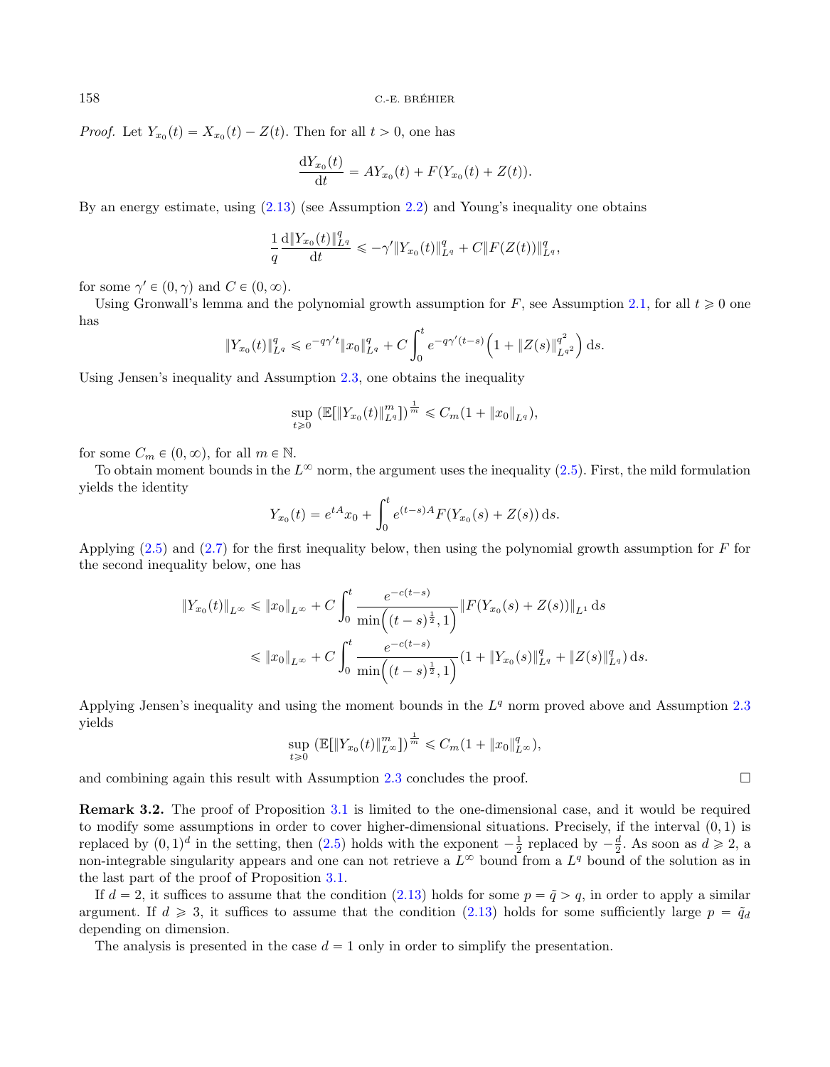*Proof.* Let $Y_{x_0}(t) = X_{x_0}(t) - Z(t)$. Then for all $t > 0$, one has

$$\frac{\mathrm{d}Y_{x_0}(t)}{\mathrm{d}t} = AY_{x_0}(t) + F(Y_{x_0}(t) + Z(t)).$$

By an energy estimate, using (2.13) (see Assumption 2.2) and Young's inequality one obtains

$$\frac{1}{q}\frac{\mathrm{d}\|Y_{x_0}(t)\|_{L^q}^q}{\mathrm{d}t} \leqslant -\gamma'\|Y_{x_0}(t)\|_{L^q}^q + C\|F(Z(t))\|_{L^q}^q,$$

for some $\gamma' \in (0, \gamma)$ and $C \in (0, \infty)$.

Using Gronwall's lemma and the polynomial growth assumption for $F$, see Assumption 2.1, for all $t \geqslant 0$ one has

$$\|Y_{x_0}(t)\|_{L^q}^q \leqslant e^{-q\gamma' t}\|x_0\|_{L^q}^q + C\int_0^t e^{-q\gamma'(t-s)}\Big(1 + \|Z(s)\|_{L^{q^2}}^{q^2}\Big)\,\mathrm{d}s.$$

Using Jensen's inequality and Assumption 2.3, one obtains the inequality

$$\sup_{t\geqslant 0}\left(\mathbb{E}[\|Y_{x_0}(t)\|_{L^q}^m]\right)^{\frac{1}{m}} \leqslant C_m(1 + \|x_0\|_{L^q}),$$

for some $C_m \in (0, \infty)$, for all $m \in \mathbb{N}$.

To obtain moment bounds in the $L^\infty$ norm, the argument uses the inequality (2.5). First, the mild formulation yields the identity

$$Y_{x_0}(t) = e^{tA}x_0 + \int_0^t e^{(t-s)A}F(Y_{x_0}(s) + Z(s))\,\mathrm{d}s.$$

Applying (2.5) and (2.7) for the first inequality below, then using the polynomial growth assumption for $F$ for the second inequality below, one has

$$\begin{aligned}
\|Y_{x_0}(t)\|_{L^\infty} &\leqslant \|x_0\|_{L^\infty} + C\int_0^t \frac{e^{-c(t-s)}}{\min\Big((t-s)^{\frac{1}{2}}, 1\Big)}\|F(Y_{x_0}(s) + Z(s))\|_{L^1}\,\mathrm{d}s \\
&\leqslant \|x_0\|_{L^\infty} + C\int_0^t \frac{e^{-c(t-s)}}{\min\Big((t-s)^{\frac{1}{2}}, 1\Big)}(1 + \|Y_{x_0}(s)\|_{L^q}^q + \|Z(s)\|_{L^q}^q)\,\mathrm{d}s.
\end{aligned}$$

Applying Jensen's inequality and using the moment bounds in the $L^q$ norm proved above and Assumption 2.3 yields

$$\sup_{t\geqslant 0}\left(\mathbb{E}[\|Y_{x_0}(t)\|_{L^\infty}^m]\right)^{\frac{1}{m}} \leqslant C_m(1 + \|x_0\|_{L^\infty}^q),$$

and combining again this result with Assumption 2.3 concludes the proof. $\square$

**Remark 3.2.** The proof of Proposition 3.1 is limited to the one-dimensional case, and it would be required to modify some assumptions in order to cover higher-dimensional situations. Precisely, if the interval $(0, 1)$ is replaced by $(0, 1)^d$ in the setting, then (2.5) holds with the exponent $-\frac{1}{2}$ replaced by $-\frac{d}{2}$. As soon as $d \geqslant 2$, a non-integrable singularity appears and one can not retrieve a $L^\infty$ bound from a $L^q$ bound of the solution as in the last part of the proof of Proposition 3.1.

If $d = 2$, it suffices to assume that the condition (2.13) holds for some $p = \tilde{q} > q$, in order to apply a similar argument. If $d \geqslant 3$, it suffices to assume that the condition (2.13) holds for some sufficiently large $p = \tilde{q}_d$ depending on dimension.

The analysis is presented in the case $d = 1$ only in order to simplify the presentation.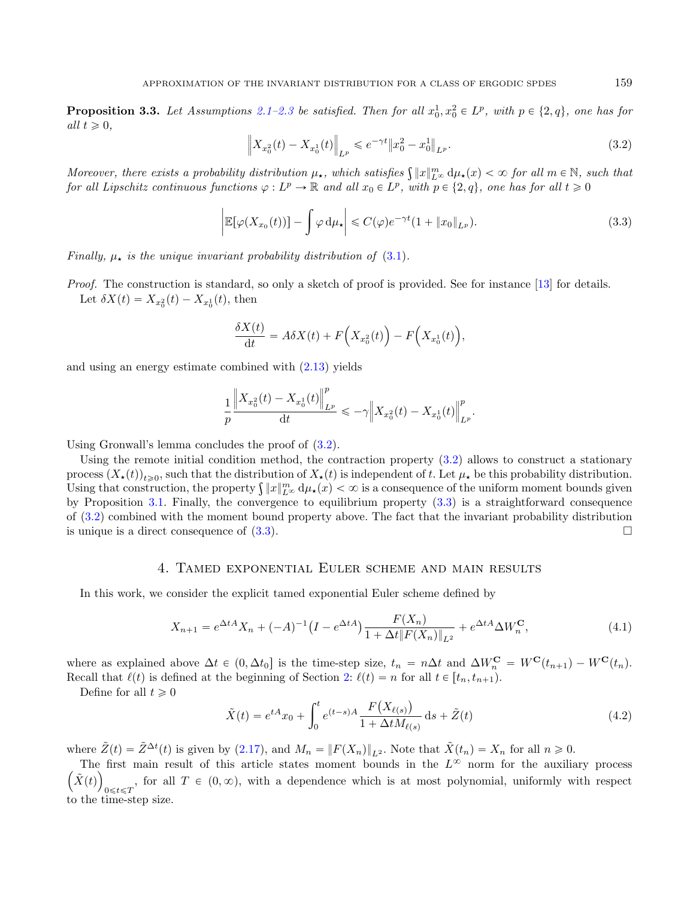**Proposition 3.3.** *Let Assumptions 2.1–2.3 be satisfied. Then for all $x_0^1, x_0^2 \in L^p$, with $p \in \{2, q\}$, one has for all $t \geqslant 0$,*

$$\left\| X_{x_0^2}(t) - X_{x_0^1}(t) \right\|_{L^p} \leqslant e^{-\gamma t} \| x_0^2 - x_0^1 \|_{L^p}. \tag{3.2}$$

*Moreover, there exists a probability distribution $\mu_\star$, which satisfies $\int \|x\|_{L^\infty}^m \, \mathrm{d}\mu_\star(x) < \infty$ for all $m \in \mathbb{N}$, such that for all Lipschitz continuous functions $\varphi : L^p \to \mathbb{R}$ and all $x_0 \in L^p$, with $p \in \{2, q\}$, one has for all $t \geqslant 0$*

$$\left| \mathbb{E}[\varphi(X_{x_0}(t))] - \int \varphi \, \mathrm{d}\mu_\star \right| \leqslant C(\varphi) e^{-\gamma t} (1 + \|x_0\|_{L^p}). \tag{3.3}$$

*Finally, $\mu_\star$ is the unique invariant probability distribution of (3.1).*

*Proof.* The construction is standard, so only a sketch of proof is provided. See for instance [13] for details.

Let $\delta X(t) = X_{x_0^2}(t) - X_{x_0^1}(t)$, then

$$\frac{\delta X(t)}{\mathrm{d}t} = A \delta X(t) + F\Big(X_{x_0^2}(t)\Big) - F\Big(X_{x_0^1}(t)\Big),$$

and using an energy estimate combined with (2.13) yields

$$\frac{1}{p} \frac{\left\| X_{x_0^2}(t) - X_{x_0^1}(t) \right\|_{L^p}^p}{\mathrm{d}t} \leqslant -\gamma \left\| X_{x_0^2}(t) - X_{x_0^1}(t) \right\|_{L^p}^p.$$

Using Gronwall's lemma concludes the proof of (3.2).

Using the remote initial condition method, the contraction property (3.2) allows to construct a stationary process $(X_\star(t))_{t \geqslant 0}$, such that the distribution of $X_\star(t)$ is independent of $t$. Let $\mu_\star$ be this probability distribution. Using that construction, the property $\int \|x\|_{L^\infty}^m \, \mathrm{d}\mu_\star(x) < \infty$ is a consequence of the uniform moment bounds given by Proposition 3.1. Finally, the convergence to equilibrium property (3.3) is a straightforward consequence of (3.2) combined with the moment bound property above. The fact that the invariant probability distribution is unique is a direct consequence of (3.3). $\square$

## 4. Tamed exponential Euler scheme and main results

In this work, we consider the explicit tamed exponential Euler scheme defined by

$$X_{n+1} = e^{\Delta t A} X_n + (-A)^{-1} \big( I - e^{\Delta t A} \big) \frac{F(X_n)}{1 + \Delta t \|F(X_n)\|_{L^2}} + e^{\Delta t A} \Delta W_n^{\mathbf{C}}, \tag{4.1}$$

where as explained above $\Delta t \in (0, \Delta t_0]$ is the time-step size, $t_n = n \Delta t$ and $\Delta W_n^{\mathbf{C}} = W^{\mathbf{C}}(t_{n+1}) - W^{\mathbf{C}}(t_n)$. Recall that $\ell(t)$ is defined at the beginning of Section 2: $\ell(t) = n$ for all $t \in [t_n, t_{n+1})$.

Define for all $t \geqslant 0$

$$\tilde{X}(t) = e^{tA} x_0 + \int_0^t e^{(t-s)A} \frac{F\big(X_{\ell(s)}\big)}{1 + \Delta t M_{\ell(s)}} \, \mathrm{d}s + \tilde{Z}(t) \tag{4.2}$$

where $\tilde{Z}(t) = \tilde{Z}^{\Delta t}(t)$ is given by (2.17), and $M_n = \|F(X_n)\|_{L^2}$. Note that $\tilde{X}(t_n) = X_n$ for all $n \geqslant 0$.

The first main result of this article states moment bounds in the $L^\infty$ norm for the auxiliary process $\Big(\tilde{X}(t)\Big)_{0 \leqslant t \leqslant T}$, for all $T \in (0, \infty)$, with a dependence which is at most polynomial, uniformly with respect to the time-step size.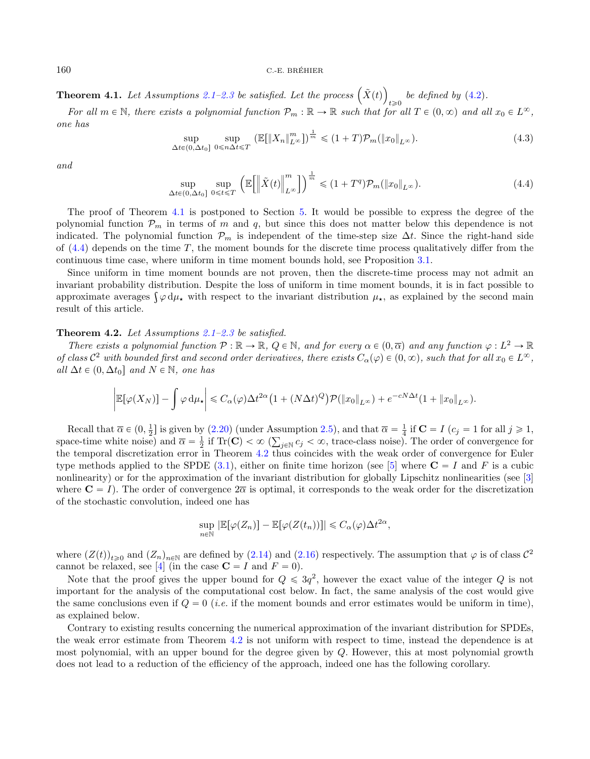**Theorem 4.1.** *Let Assumptions 2.1–2.3 be satisfied. Let the process $\left(\tilde{X}(t)\right)_{t\geqslant 0}$ be defined by (4.2).*

*For all $m\in\mathbb{N}$, there exists a polynomial function $\mathcal{P}_m:\mathbb{R}\to\mathbb{R}$ such that for all $T\in(0,\infty)$ and all $x_0\in L^\infty$, one has*

$$\sup_{\Delta t\in(0,\Delta t_0]}\ \sup_{0\leqslant n\Delta t\leqslant T}\left(\mathbb{E}[\|X_n\|_{L^\infty}^m]\right)^{\frac{1}{m}}\leqslant(1+T)\mathcal{P}_m(\|x_0\|_{L^\infty}).\tag{4.3}$$

*and*

$$\sup_{\Delta t\in(0,\Delta t_0]}\ \sup_{0\leqslant t\leqslant T}\left(\mathbb{E}\left[\left\|\tilde{X}(t)\right\|_{L^\infty}^m\right]\right)^{\frac{1}{m}}\leqslant(1+T^q)\mathcal{P}_m(\|x_0\|_{L^\infty}).\tag{4.4}$$

The proof of Theorem 4.1 is postponed to Section 5. It would be possible to express the degree of the polynomial function $\mathcal{P}_m$ in terms of $m$ and $q$, but since this does not matter below this dependence is not indicated. The polynomial function $\mathcal{P}_m$ is independent of the time-step size $\Delta t$. Since the right-hand side of (4.4) depends on the time $T$, the moment bounds for the discrete time process qualitatively differ from the continuous time case, where uniform in time moment bounds hold, see Proposition 3.1.

Since uniform in time moment bounds are not proven, then the discrete-time process may not admit an invariant probability distribution. Despite the loss of uniform in time moment bounds, it is in fact possible to approximate averages $\int\varphi\,\mathrm{d}\mu_\star$ with respect to the invariant distribution $\mu_\star$, as explained by the second main result of this article.

**Theorem 4.2.** *Let Assumptions 2.1–2.3 be satisfied.*

*There exists a polynomial function $\mathcal{P}:\mathbb{R}\to\mathbb{R}$, $Q\in\mathbb{N}$, and for every $\alpha\in(0,\overline{\alpha})$ and any function $\varphi:L^2\to\mathbb{R}$ of class $\mathcal{C}^2$ with bounded first and second order derivatives, there exists $C_\alpha(\varphi)\in(0,\infty)$, such that for all $x_0\in L^\infty$, all $\Delta t\in(0,\Delta t_0]$ and $N\in\mathbb{N}$, one has*

$$\left|\mathbb{E}[\varphi(X_N)]-\int\varphi\,\mathrm{d}\mu_\star\right|\leqslant C_\alpha(\varphi)\Delta t^{2\alpha}\left(1+(N\Delta t)^Q\right)\mathcal{P}(\|x_0\|_{L^\infty})+e^{-cN\Delta t}(1+\|x_0\|_{L^\infty}).$$

Recall that $\overline{\alpha}\in(0,\frac{1}{2}]$ is given by (2.20) (under Assumption 2.5), and that $\overline{\alpha}=\frac{1}{4}$ if $\mathbf{C}=I$ ($c_j=1$ for all $j\geqslant 1$, space-time white noise) and $\overline{\alpha}=\frac{1}{2}$ if $\mathrm{Tr}(\mathbf{C})<\infty$ ($\sum_{j\in\mathbb{N}}c_j<\infty$, trace-class noise). The order of convergence for the temporal discretization error in Theorem 4.2 thus coincides with the weak order of convergence for Euler type methods applied to the SPDE (3.1), either on finite time horizon (see [5] where $\mathbf{C}=I$ and $F$ is a cubic nonlinearity) or for the approximation of the invariant distribution for globally Lipschitz nonlinearities (see [3] where $\mathbf{C}=I$). The order of convergence $2\overline{\alpha}$ is optimal, it corresponds to the weak order for the discretization of the stochastic convolution, indeed one has

$$\sup_{n\in\mathbb{N}}|\mathbb{E}[\varphi(Z_n)]-\mathbb{E}[\varphi(Z(t_n))]|\leqslant C_\alpha(\varphi)\Delta t^{2\alpha},$$

where $(Z(t))_{t\geqslant 0}$ and $(Z_n)_{n\in\mathbb{N}}$ are defined by (2.14) and (2.16) respectively. The assumption that $\varphi$ is of class $\mathcal{C}^2$ cannot be relaxed, see [4] (in the case $\mathbf{C}=I$ and $F=0$).

Note that the proof gives the upper bound for $Q\leqslant 3q^2$, however the exact value of the integer $Q$ is not important for the analysis of the computational cost below. In fact, the same analysis of the cost would give the same conclusions even if $Q=0$ (*i.e.* if the moment bounds and error estimates would be uniform in time), as explained below.

Contrary to existing results concerning the numerical approximation of the invariant distribution for SPDEs, the weak error estimate from Theorem 4.2 is not uniform with respect to time, instead the dependence is at most polynomial, with an upper bound for the degree given by $Q$. However, this at most polynomial growth does not lead to a reduction of the efficiency of the approach, indeed one has the following corollary.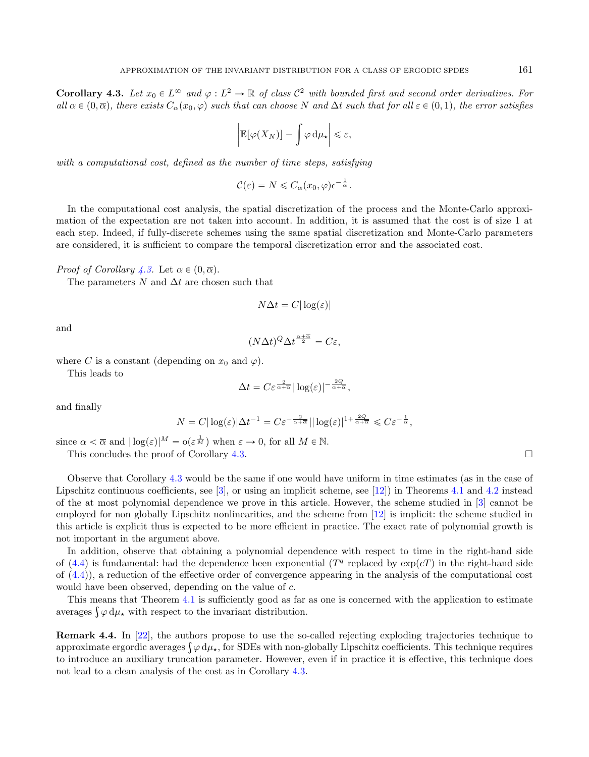**Corollary 4.3.** *Let $x_0 \in L^\infty$ and $\varphi : L^2 \to \mathbb{R}$ of class $\mathcal{C}^2$ with bounded first and second order derivatives. For all $\alpha \in (0, \overline{\alpha})$, there exists $C_\alpha(x_0, \varphi)$ such that can choose $N$ and $\Delta t$ such that for all $\varepsilon \in (0,1)$, the error satisfies*

$$\left| \mathbb{E}[\varphi(X_N)] - \int \varphi \, \mathrm{d}\mu_\star \right| \leqslant \varepsilon,$$

*with a computational cost, defined as the number of time steps, satisfying*

$$\mathcal{C}(\varepsilon) = N \leqslant C_\alpha(x_0, \varphi) \epsilon^{-\frac{1}{\alpha}}.$$

In the computational cost analysis, the spatial discretization of the process and the Monte-Carlo approximation of the expectation are not taken into account. In addition, it is assumed that the cost is of size 1 at each step. Indeed, if fully-discrete schemes using the same spatial discretization and Monte-Carlo parameters are considered, it is sufficient to compare the temporal discretization error and the associated cost.

*Proof of Corollary 4.3.* Let $\alpha \in (0, \overline{\alpha})$.

The parameters $N$ and $\Delta t$ are chosen such that

$$N \Delta t = C |\log(\varepsilon)|$$

and

$$(N\Delta t)^Q \Delta t^{\frac{\alpha + \overline{\alpha}}{2}} = C\varepsilon,$$

where $C$ is a constant (depending on $x_0$ and $\varphi$).

This leads to

$$\Delta t = C \varepsilon^{\frac{2}{\alpha+\overline{\alpha}}} |\log(\varepsilon)|^{-\frac{2Q}{\alpha+\overline{\alpha}}},$$

and finally

$$N = C|\log(\varepsilon)| \Delta t^{-1} = C\varepsilon^{-\frac{2}{\alpha+\overline{\alpha}}} || \log(\varepsilon)|^{1+\frac{2Q}{\alpha+\overline{\alpha}}} \leqslant C\varepsilon^{-\frac{1}{\alpha}},$$

since $\alpha < \overline{\alpha}$ and $|\log(\varepsilon)|^M = \mathrm{o}(\varepsilon^{\frac{1}{M}})$ when $\varepsilon \to 0$, for all $M \in \mathbb{N}$.

This concludes the proof of Corollary 4.3. $\square$

Observe that Corollary 4.3 would be the same if one would have uniform in time estimates (as in the case of Lipschitz continuous coefficients, see [3], or using an implicit scheme, see [12]) in Theorems 4.1 and 4.2 instead of the at most polynomial dependence we prove in this article. However, the scheme studied in [3] cannot be employed for non globally Lipschitz nonlinearities, and the scheme from [12] is implicit: the scheme studied in this article is explicit thus is expected to be more efficient in practice. The exact rate of polynomial growth is not important in the argument above.

In addition, observe that obtaining a polynomial dependence with respect to time in the right-hand side of (4.4) is fundamental: had the dependence been exponential ($T^q$ replaced by $\exp(cT)$ in the right-hand side of (4.4)), a reduction of the effective order of convergence appearing in the analysis of the computational cost would have been observed, depending on the value of $c$.

This means that Theorem 4.1 is sufficiently good as far as one is concerned with the application to estimate averages $\int \varphi \, \mathrm{d}\mu_\star$ with respect to the invariant distribution.

**Remark 4.4.** In [22], the authors propose to use the so-called rejecting exploding trajectories technique to approximate ergordic averages $\int \varphi \, \mathrm{d}\mu_\star$, for SDEs with non-globally Lipschitz coefficients. This technique requires to introduce an auxiliary truncation parameter. However, even if in practice it is effective, this technique does not lead to a clean analysis of the cost as in Corollary 4.3.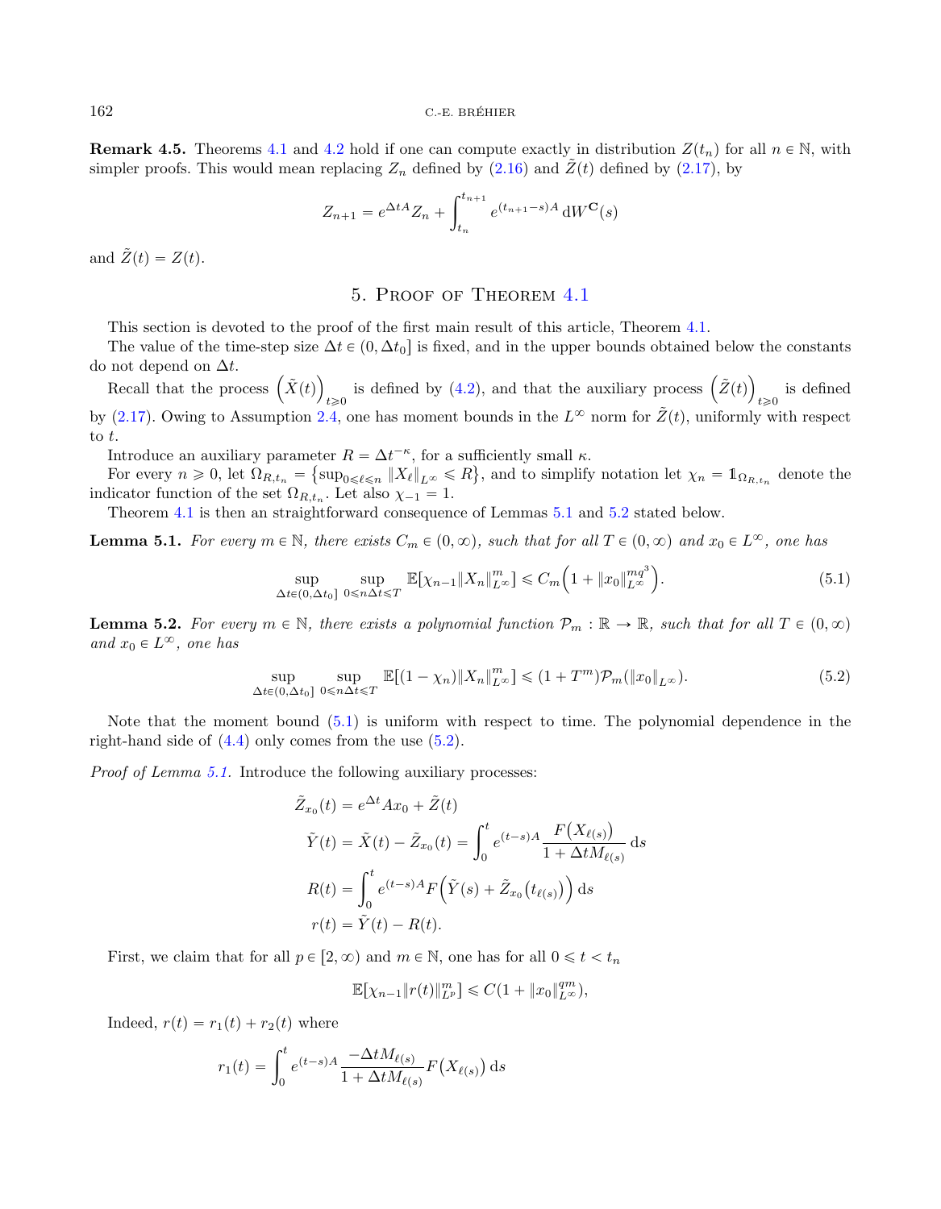**Remark 4.5.** Theorems 4.1 and 4.2 hold if one can compute exactly in distribution $Z(t_n)$ for all $n \in \mathbb{N}$, with simpler proofs. This would mean replacing $Z_n$ defined by (2.16) and $\tilde{Z}(t)$ defined by (2.17), by

$$
Z_{n+1} = e^{\Delta t A} Z_n + \int_{t_n}^{t_{n+1}} e^{(t_{n+1}-s)A}\,\mathrm{d}W^{\mathbf{C}}(s)
$$

and $\tilde{Z}(t) = Z(t)$.

## 5. Proof of Theorem 4.1

This section is devoted to the proof of the first main result of this article, Theorem 4.1.

The value of the time-step size $\Delta t \in (0, \Delta t_0]$ is fixed, and in the upper bounds obtained below the constants do not depend on $\Delta t$.

Recall that the process $\big(\tilde{X}(t)\big)_{t\geqslant 0}$ is defined by (4.2), and that the auxiliary process $\big(\tilde{Z}(t)\big)_{t\geqslant 0}$ is defined by (2.17). Owing to Assumption 2.4, one has moment bounds in the $L^\infty$ norm for $\tilde{Z}(t)$, uniformly with respect to $t$.

Introduce an auxiliary parameter $R = \Delta t^{-\kappa}$, for a sufficiently small $\kappa$.

For every $n \geqslant 0$, let $\Omega_{R,t_n} = \big\{\sup_{0\leqslant \ell\leqslant n} \|X_\ell\|_{L^\infty} \leqslant R\big\}$, and to simplify notation let $\chi_n = \mathbb{1}_{\Omega_{R,t_n}}$ denote the indicator function of the set $\Omega_{R,t_n}$. Let also $\chi_{-1} = 1$.

Theorem 4.1 is then an straightforward consequence of Lemmas 5.1 and 5.2 stated below.

**Lemma 5.1.** *For every $m \in \mathbb{N}$, there exists $C_m \in (0,\infty)$, such that for all $T \in (0,\infty)$ and $x_0 \in L^\infty$, one has*

$$
\sup_{\Delta t\in(0,\Delta t_0]}\ \sup_{0\leqslant n\Delta t\leqslant T} \mathbb{E}\big[\chi_{n-1}\|X_n\|_{L^\infty}^m\big] \leqslant C_m\Big(1 + \|x_0\|_{L^\infty}^{mq^3}\Big). \tag{5.1}
$$

**Lemma 5.2.** *For every $m \in \mathbb{N}$, there exists a polynomial function $\mathcal{P}_m : \mathbb{R} \to \mathbb{R}$, such that for all $T \in (0,\infty)$ and $x_0 \in L^\infty$, one has*

$$
\sup_{\Delta t\in(0,\Delta t_0]}\ \sup_{0\leqslant n\Delta t\leqslant T} \mathbb{E}\big[(1-\chi_n)\|X_n\|_{L^\infty}^m\big] \leqslant (1 + T^m)\mathcal{P}_m(\|x_0\|_{L^\infty}). \tag{5.2}
$$

Note that the moment bound (5.1) is uniform with respect to time. The polynomial dependence in the right-hand side of (4.4) only comes from the use (5.2).

*Proof of Lemma 5.1.* Introduce the following auxiliary processes:

$$
\begin{aligned}
\tilde{Z}_{x_0}(t) &= e^{\Delta t}Ax_0 + \tilde{Z}(t)\\
\tilde{Y}(t) &= \tilde{X}(t) - \tilde{Z}_{x_0}(t) = \int_0^t e^{(t-s)A}\frac{F\big(X_{\ell(s)}\big)}{1+\Delta t M_{\ell(s)}}\,\mathrm{d}s\\
R(t) &= \int_0^t e^{(t-s)A}F\Big(\tilde{Y}(s) + \tilde{Z}_{x_0}\big(t_{\ell(s)}\big)\Big)\,\mathrm{d}s\\
r(t) &= \tilde{Y}(t) - R(t).
\end{aligned}
$$

First, we claim that for all $p \in [2,\infty)$ and $m \in \mathbb{N}$, one has for all $0 \leqslant t < t_n$

$$
\mathbb{E}\big[\chi_{n-1}\|r(t)\|_{L^p}^m\big] \leqslant C(1 + \|x_0\|_{L^\infty}^{qm}),
$$

Indeed, $r(t) = r_1(t) + r_2(t)$ where

$$
r_1(t) = \int_0^t e^{(t-s)A}\frac{-\Delta t M_{\ell(s)}}{1+\Delta t M_{\ell(s)}}F\big(X_{\ell(s)}\big)\,\mathrm{d}s
$$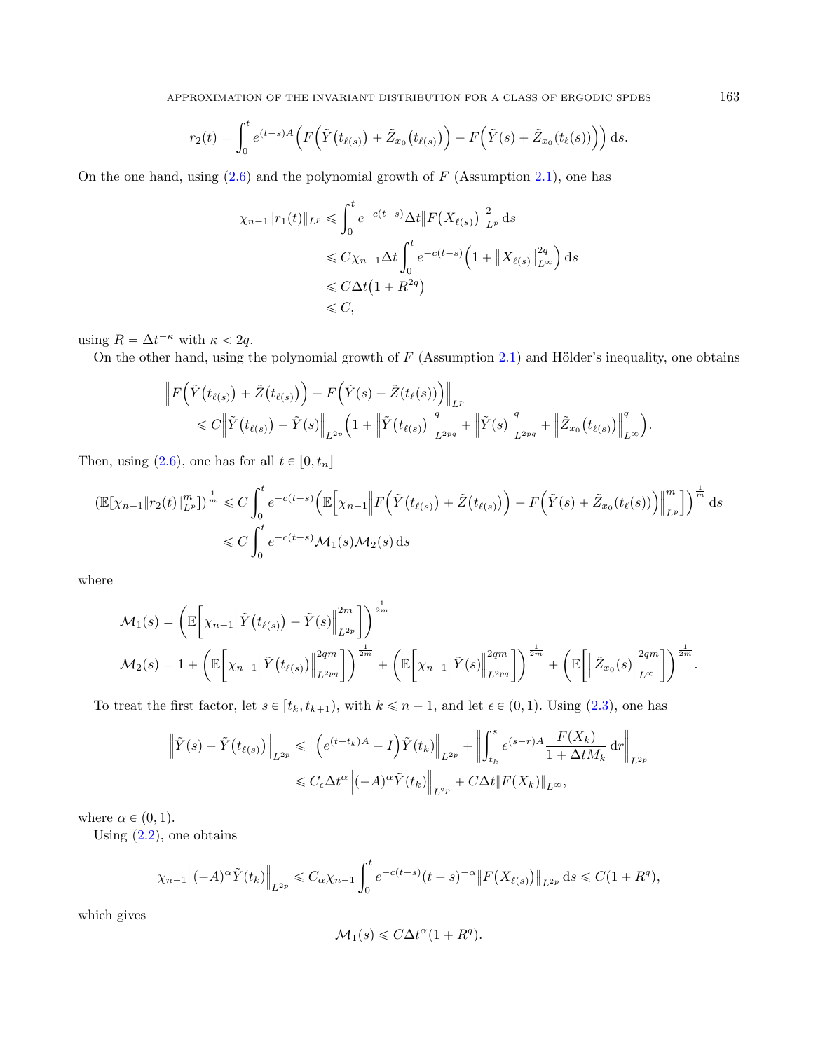$$r_2(t) = \int_0^t e^{(t-s)A}\Big(F\Big(\tilde{Y}\big(t_{\ell(s)}\big) + \tilde{Z}_{x_0}\big(t_{\ell(s)}\big)\Big) - F\Big(\tilde{Y}(s) + \tilde{Z}_{x_0}(t_\ell(s))\Big)\Big)\, \mathrm{d}s.$$

On the one hand, using (2.6) and the polynomial growth of $F$ (Assumption 2.1), one has

$$\begin{aligned}
\chi_{n-1}\|r_1(t)\|_{L^p} &\leqslant \int_0^t e^{-c(t-s)}\Delta t\big\|F\big(X_{\ell(s)}\big)\big\|_{L^p}^2\, \mathrm{d}s \\
&\leqslant C\chi_{n-1}\Delta t\int_0^t e^{-c(t-s)}\Big(1 + \big\|X_{\ell(s)}\big\|_{L^\infty}^{2q}\Big)\, \mathrm{d}s \\
&\leqslant C\Delta t\big(1 + R^{2q}\big) \\
&\leqslant C,
\end{aligned}$$

using $R = \Delta t^{-\kappa}$ with $\kappa < 2q$.

On the other hand, using the polynomial growth of $F$ (Assumption 2.1) and Hölder's inequality, one obtains

$$\begin{aligned}
&\Big\|F\Big(\tilde{Y}\big(t_{\ell(s)}\big) + \tilde{Z}\big(t_{\ell(s)}\big)\Big) - F\Big(\tilde{Y}(s) + \tilde{Z}(t_\ell(s))\Big)\Big\|_{L^p} \\
&\quad\leqslant C\Big\|\tilde{Y}\big(t_{\ell(s)}\big) - \tilde{Y}(s)\Big\|_{L^{2p}}\Big(1 + \Big\|\tilde{Y}\big(t_{\ell(s)}\big)\Big\|_{L^{2pq}}^q + \Big\|\tilde{Y}(s)\Big\|_{L^{2pq}}^q + \Big\|\tilde{Z}_{x_0}\big(t_{\ell(s)}\big)\Big\|_{L^\infty}^q\Big).
\end{aligned}$$

Then, using (2.6), one has for all $t \in [0, t_n]$

$$\begin{aligned}
(\mathbb{E}[\chi_{n-1}\|r_2(t)\|_{L^p}^m])^{\frac{1}{m}} &\leqslant C\int_0^t e^{-c(t-s)}\Big(\mathbb{E}\Big[\chi_{n-1}\Big\|F\Big(\tilde{Y}\big(t_{\ell(s)}\big) + \tilde{Z}\big(t_{\ell(s)}\big)\Big) - F\Big(\tilde{Y}(s) + \tilde{Z}_{x_0}(t_\ell(s))\Big)\Big\|_{L^p}^m\Big]\Big)^{\frac{1}{m}}\, \mathrm{d}s \\
&\leqslant C\int_0^t e^{-c(t-s)}\mathcal{M}_1(s)\mathcal{M}_2(s)\, \mathrm{d}s
\end{aligned}$$

where

$$\begin{aligned}
\mathcal{M}_1(s) &= \bigg(\mathbb{E}\bigg[\chi_{n-1}\Big\|\tilde{Y}\big(t_{\ell(s)}\big) - \tilde{Y}(s)\Big\|_{L^{2p}}^{2m}\bigg]\bigg)^{\frac{1}{2m}} \\
\mathcal{M}_2(s) &= 1 + \bigg(\mathbb{E}\bigg[\chi_{n-1}\Big\|\tilde{Y}\big(t_{\ell(s)}\big)\Big\|_{L^{2pq}}^{2qm}\bigg]\bigg)^{\frac{1}{2m}} + \bigg(\mathbb{E}\bigg[\chi_{n-1}\Big\|\tilde{Y}(s)\Big\|_{L^{2pq}}^{2qm}\bigg]\bigg)^{\frac{1}{2m}} + \bigg(\mathbb{E}\bigg[\Big\|\tilde{Z}_{x_0}(s)\Big\|_{L^\infty}^{2qm}\bigg]\bigg)^{\frac{1}{2m}}.
\end{aligned}$$

To treat the first factor, let $s \in [t_k, t_{k+1})$, with $k \leqslant n-1$, and let $\epsilon \in (0,1)$. Using (2.3), one has

$$\begin{aligned}
\Big\|\tilde{Y}(s) - \tilde{Y}\big(t_{\ell(s)}\big)\Big\|_{L^{2p}} &\leqslant \Big\|\Big(e^{(t-t_k)A} - I\Big)\tilde{Y}(t_k)\Big\|_{L^{2p}} + \bigg\|\int_{t_k}^s e^{(s-r)A}\frac{F(X_k)}{1 + \Delta t M_k}\, \mathrm{d}r\bigg\|_{L^{2p}} \\
&\leqslant C_\epsilon \Delta t^\alpha\Big\|(-A)^\alpha\tilde{Y}(t_k)\Big\|_{L^{2p}} + C\Delta t\|F(X_k)\|_{L^\infty},
\end{aligned}$$

where $\alpha \in (0,1)$.

Using (2.2), one obtains

$$\chi_{n-1}\Big\|(-A)^\alpha\tilde{Y}(t_k)\Big\|_{L^{2p}} \leqslant C_\alpha\chi_{n-1}\int_0^t e^{-c(t-s)}(t-s)^{-\alpha}\big\|F\big(X_{\ell(s)}\big)\big\|_{L^{2p}}\, \mathrm{d}s \leqslant C(1 + R^q),$$

which gives

$$\mathcal{M}_1(s) \leqslant C\Delta t^\alpha(1 + R^q).$$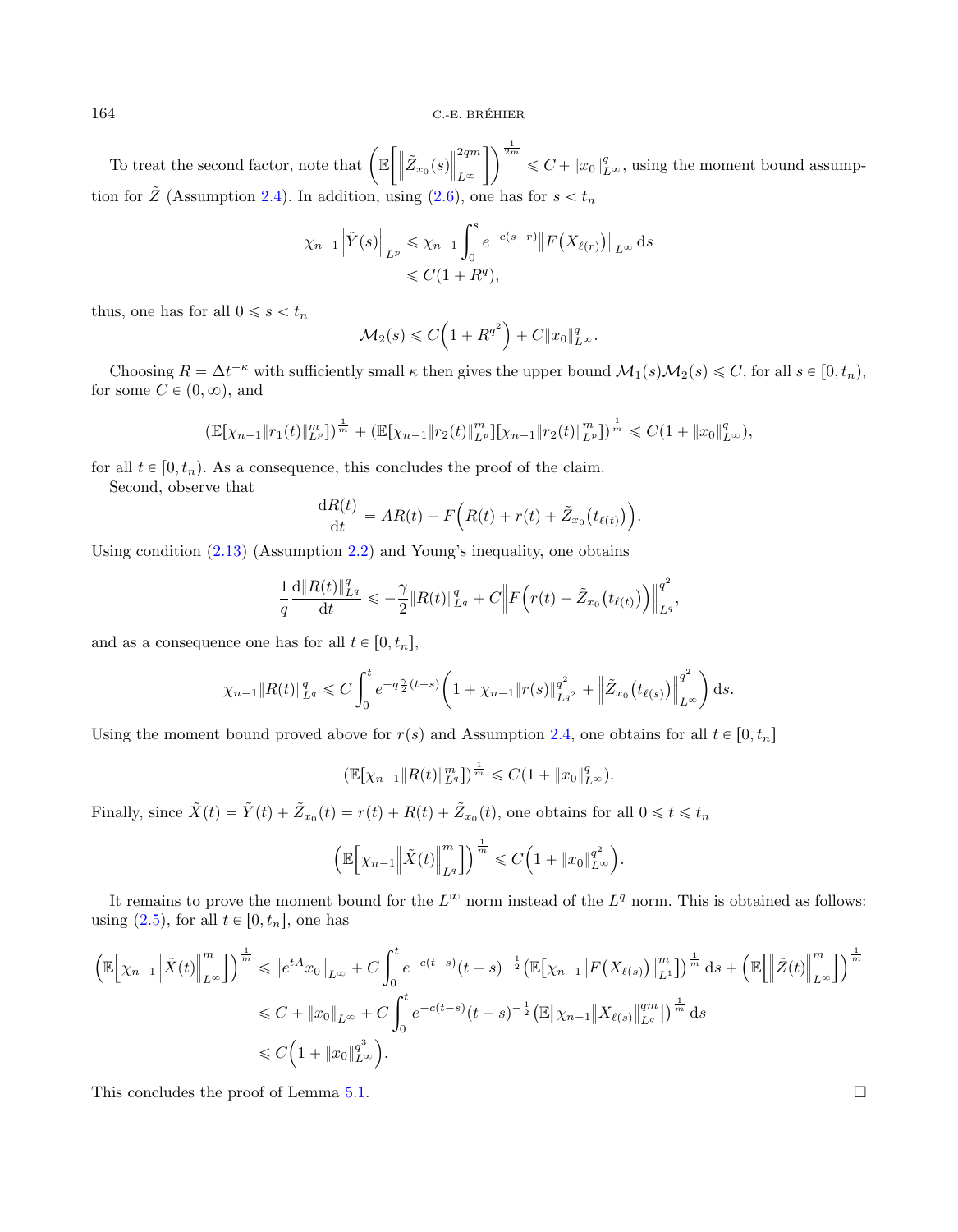To treat the second factor, note that $\left(\mathbb{E}\left[\left\|\tilde{Z}_{x_0}(s)\right\|_{L^\infty}^{2qm}\right]\right)^{\frac{1}{2m}} \leqslant C + \|x_0\|_{L^\infty}^q$, using the moment bound assumption for $\tilde{Z}$ (Assumption 2.4). In addition, using (2.6), one has for $s < t_n$

$$
\begin{aligned}
\chi_{n-1}\left\|\tilde{Y}(s)\right\|_{L^p} &\leqslant \chi_{n-1}\int_0^s e^{-c(s-r)}\left\|F\big(X_{\ell(r)}\big)\right\|_{L^\infty}\,\mathrm{d}s \\
&\leqslant C(1+R^q),
\end{aligned}
$$

thus, one has for all $0 \leqslant s < t_n$

$$
\mathcal{M}_2(s) \leqslant C\Big(1 + R^{q^2}\Big) + C\|x_0\|_{L^\infty}^q.
$$

Choosing $R = \Delta t^{-\kappa}$ with sufficiently small $\kappa$ then gives the upper bound $\mathcal{M}_1(s)\mathcal{M}_2(s) \leqslant C$, for all $s \in [0, t_n)$, for some $C \in (0, \infty)$, and

$$
(\mathbb{E}[\chi_{n-1}\|r_1(t)\|_{L^p}^m])^{\frac{1}{m}} + (\mathbb{E}[\chi_{n-1}\|r_2(t)\|_{L^p}^m][\chi_{n-1}\|r_2(t)\|_{L^p}^m])^{\frac{1}{m}} \leqslant C(1 + \|x_0\|_{L^\infty}^q),
$$

for all $t \in [0, t_n)$. As a consequence, this concludes the proof of the claim.

Second, observe that

$$
\frac{\mathrm{d}R(t)}{\mathrm{d}t} = AR(t) + F\Big(R(t) + r(t) + \tilde{Z}_{x_0}\big(t_{\ell(t)}\big)\Big).
$$

Using condition (2.13) (Assumption 2.2) and Young's inequality, one obtains

$$
\frac{1}{q}\frac{\mathrm{d}\|R(t)\|_{L^q}^q}{\mathrm{d}t} \leqslant -\frac{\gamma}{2}\|R(t)\|_{L^q}^q + C\left\|F\Big(r(t) + \tilde{Z}_{x_0}\big(t_{\ell(t)}\big)\Big)\right\|_{L^q}^{q^2},
$$

and as a consequence one has for all $t \in [0, t_n]$,

$$
\chi_{n-1}\|R(t)\|_{L^q}^q \leqslant C\int_0^t e^{-q\frac{\gamma}{2}(t-s)}\left(1 + \chi_{n-1}\|r(s)\|_{L^{q^2}}^{q^2} + \left\|\tilde{Z}_{x_0}\big(t_{\ell(s)}\big)\right\|_{L^\infty}^{q^2}\right)\mathrm{d}s.
$$

Using the moment bound proved above for $r(s)$ and Assumption 2.4, one obtains for all $t \in [0, t_n]$

$$
(\mathbb{E}[\chi_{n-1}\|R(t)\|_{L^q}^m])^{\frac{1}{m}} \leqslant C(1 + \|x_0\|_{L^\infty}^q).
$$

Finally, since $\tilde{X}(t) = \tilde{Y}(t) + \tilde{Z}_{x_0}(t) = r(t) + R(t) + \tilde{Z}_{x_0}(t)$, one obtains for all $0 \leqslant t \leqslant t_n$

$$
\left(\mathbb{E}\left[\chi_{n-1}\left\|\tilde{X}(t)\right\|_{L^q}^m\right]\right)^{\frac{1}{m}} \leqslant C\Big(1 + \|x_0\|_{L^\infty}^{q^2}\Big).
$$

It remains to prove the moment bound for the $L^\infty$ norm instead of the $L^q$ norm. This is obtained as follows: using (2.5), for all $t \in [0, t_n]$, one has

$$
\begin{aligned}
\left(\mathbb{E}\left[\chi_{n-1}\left\|\tilde{X}(t)\right\|_{L^\infty}^m\right]\right)^{\frac{1}{m}} &\leqslant \left\|e^{tA}x_0\right\|_{L^\infty} + C\int_0^t e^{-c(t-s)}(t-s)^{-\frac{1}{2}}\big(\mathbb{E}\big[\chi_{n-1}\big\|F\big(X_{\ell(s)}\big)\big\|_{L^1}^m\big]\big)^{\frac{1}{m}}\,\mathrm{d}s + \left(\mathbb{E}\left[\left\|\tilde{Z}(t)\right\|_{L^\infty}^m\right]\right)^{\frac{1}{m}} \\
&\leqslant C + \|x_0\|_{L^\infty} + C\int_0^t e^{-c(t-s)}(t-s)^{-\frac{1}{2}}\big(\mathbb{E}\big[\chi_{n-1}\big\|X_{\ell(s)}\big\|_{L^q}^{qm}\big]\big)^{\frac{1}{m}}\,\mathrm{d}s \\
&\leqslant C\Big(1 + \|x_0\|_{L^\infty}^{q^3}\Big).
\end{aligned}
$$

This concludes the proof of Lemma 5.1. $\square$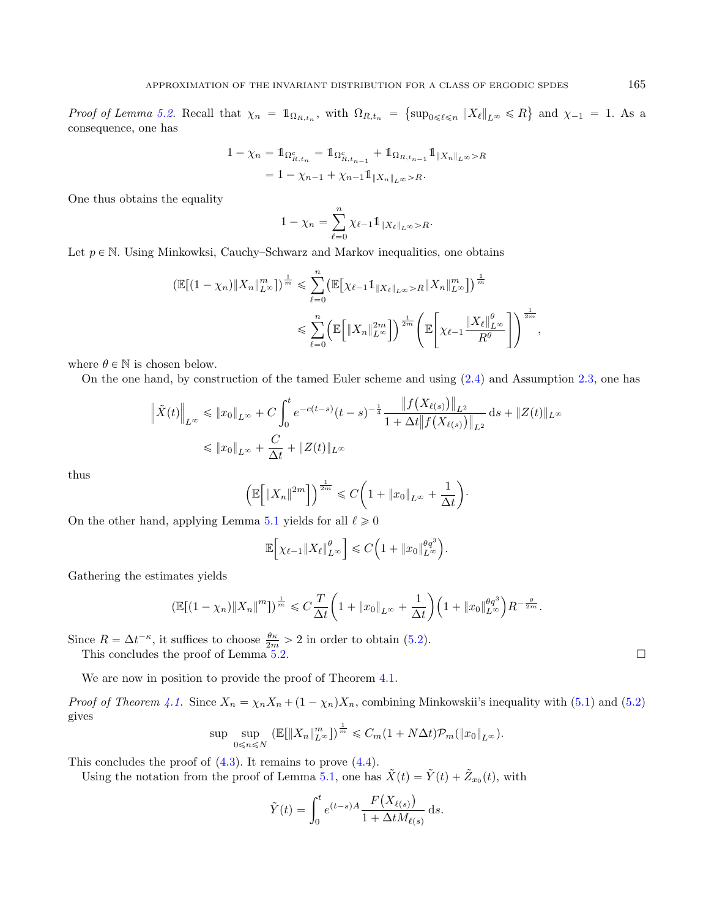*Proof of Lemma 5.2.* Recall that $\chi_n = \mathbb{1}_{\Omega_{R,t_n}}$, with $\Omega_{R,t_n} = \left\{\sup_{0\leqslant \ell \leqslant n} \|X_\ell\|_{L^\infty} \leqslant R\right\}$ and $\chi_{-1} = 1$. As a consequence, one has

$$
\begin{aligned}
1-\chi_n = \mathbb{1}_{\Omega_{R,t_n}^c} &= \mathbb{1}_{\Omega_{R,t_{n-1}}^c} + \mathbb{1}_{\Omega_{R,t_{n-1}}}\mathbb{1}_{\|X_n\|_{L^\infty}>R}\\
&= 1-\chi_{n-1} + \chi_{n-1}\mathbb{1}_{\|X_n\|_{L^\infty}>R}.
\end{aligned}
$$

One thus obtains the equality

$$
1-\chi_n = \sum_{\ell=0}^{n} \chi_{\ell-1}\mathbb{1}_{\|X_\ell\|_{L^\infty}>R}.
$$

Let $p \in \mathbb{N}$. Using Minkowksi, Cauchy–Schwarz and Markov inequalities, one obtains

$$
\begin{aligned}
\left(\mathbb{E}[(1-\chi_n)\|X_n\|_{L^\infty}^m]\right)^{\frac{1}{m}} &\leqslant \sum_{\ell=0}^{n}\left(\mathbb{E}\big[\chi_{\ell-1}\mathbb{1}_{\|X_\ell\|_{L^\infty}>R}\|X_n\|_{L^\infty}^m\big]\right)^{\frac{1}{m}}\\
&\leqslant \sum_{\ell=0}^{n}\left(\mathbb{E}\Big[\|X_n\|_{L^\infty}^{2m}\Big]\right)^{\frac{1}{2m}}\left(\mathbb{E}\left[\chi_{\ell-1}\frac{\|X_\ell\|_{L^\infty}^\theta}{R^\theta}\right]\right)^{\frac{1}{2m}},
\end{aligned}
$$

where $\theta \in \mathbb{N}$ is chosen below.

On the one hand, by construction of the tamed Euler scheme and using (2.4) and Assumption 2.3, one has

$$
\begin{aligned}
\left\|\tilde{X}(t)\right\|_{L^\infty} &\leqslant \|x_0\|_{L^\infty} + C\int_0^t e^{-c(t-s)}(t-s)^{-\frac{1}{4}}\frac{\left\|f\big(X_{\ell(s)}\big)\right\|_{L^2}}{1+\Delta t\left\|f\big(X_{\ell(s)}\big)\right\|_{L^2}}\,\mathrm{d}s + \|Z(t)\|_{L^\infty}\\
&\leqslant \|x_0\|_{L^\infty} + \frac{C}{\Delta t} + \|Z(t)\|_{L^\infty}
\end{aligned}
$$

thus

$$
\left(\mathbb{E}\Big[\|X_n\|^{2m}\Big]\right)^{\frac{1}{2m}} \leqslant C\left(1+\|x_0\|_{L^\infty}+\frac{1}{\Delta t}\right).
$$

On the other hand, applying Lemma 5.1 yields for all $\ell \geqslant 0$

$$
\mathbb{E}\Big[\chi_{\ell-1}\|X_\ell\|_{L^\infty}^\theta\Big] \leqslant C\Big(1+\|x_0\|_{L^\infty}^{\theta q^3}\Big).
$$

Gathering the estimates yields

$$
\left(\mathbb{E}[(1-\chi_n)\|X_n\|^m]\right)^{\frac{1}{m}} \leqslant C\frac{T}{\Delta t}\left(1+\|x_0\|_{L^\infty}+\frac{1}{\Delta t}\right)\Big(1+\|x_0\|_{L^\infty}^{\theta q^3}\Big)R^{-\frac{\theta}{2m}}.
$$

Since $R = \Delta t^{-\kappa}$, it suffices to choose $\frac{\theta\kappa}{2m} > 2$ in order to obtain (5.2).

This concludes the proof of Lemma 5.2. □

We are now in position to provide the proof of Theorem 4.1.

*Proof of Theorem 4.1.* Since $X_n = \chi_n X_n + (1-\chi_n)X_n$, combining Minkowskii's inequality with (5.1) and (5.2) gives

$$
\sup \sup_{0\leqslant n\leqslant N}\left(\mathbb{E}[\|X_n\|_{L^\infty}^m]\right)^{\frac{1}{m}} \leqslant C_m(1+N\Delta t)\mathcal{P}_m(\|x_0\|_{L^\infty}).
$$

This concludes the proof of (4.3). It remains to prove (4.4).

Using the notation from the proof of Lemma 5.1, one has $\tilde{X}(t) = \tilde{Y}(t) + \tilde{Z}_{x_0}(t)$, with

$$
\tilde{Y}(t) = \int_0^t e^{(t-s)A}\frac{F\big(X_{\ell(s)}\big)}{1+\Delta t M_{\ell(s)}}\,\mathrm{d}s.
$$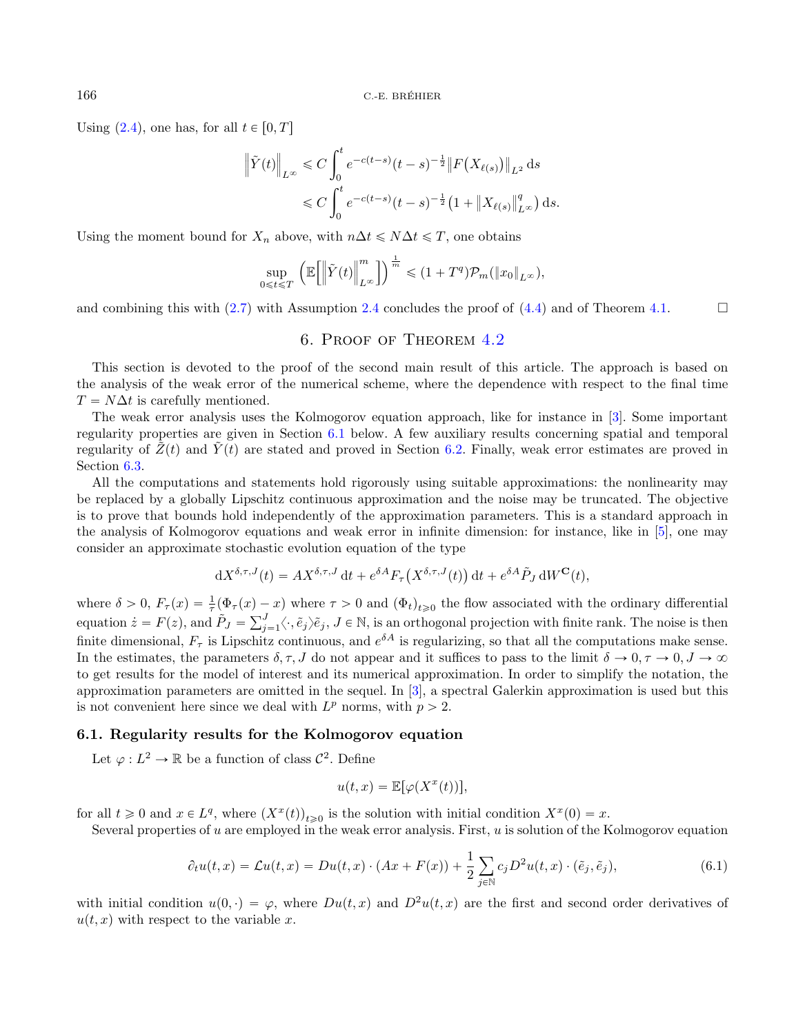Using (2.4), one has, for all $t \in [0,T]$

$$\begin{aligned}\left\|\tilde{Y}(t)\right\|_{L^\infty} &\leqslant C\int_0^t e^{-c(t-s)}(t-s)^{-\frac{1}{2}}\left\|F\left(X_{\ell(s)}\right)\right\|_{L^2}\,\mathrm{d}s\\ &\leqslant C\int_0^t e^{-c(t-s)}(t-s)^{-\frac{1}{2}}\left(1+\left\|X_{\ell(s)}\right\|_{L^\infty}^q\right)\mathrm{d}s.\end{aligned}$$

Using the moment bound for $X_n$ above, with $n\Delta t \leqslant N\Delta t \leqslant T$, one obtains

$$\sup_{0\leqslant t\leqslant T}\left(\mathbb{E}\left[\left\|\tilde{Y}(t)\right\|_{L^\infty}^m\right]\right)^{\frac{1}{m}} \leqslant (1+T^q)\mathcal{P}_m(\|x_0\|_{L^\infty}),$$

and combining this with (2.7) with Assumption 2.4 concludes the proof of (4.4) and of Theorem 4.1. $\square$

## 6. Proof of Theorem 4.2

This section is devoted to the proof of the second main result of this article. The approach is based on the analysis of the weak error of the numerical scheme, where the dependence with respect to the final time $T = N\Delta t$ is carefully mentioned.

The weak error analysis uses the Kolmogorov equation approach, like for instance in [3]. Some important regularity properties are given in Section 6.1 below. A few auxiliary results concerning spatial and temporal regularity of $\tilde{Z}(t)$ and $\tilde{Y}(t)$ are stated and proved in Section 6.2. Finally, weak error estimates are proved in Section 6.3.

All the computations and statements hold rigorously using suitable approximations: the nonlinearity may be replaced by a globally Lipschitz continuous approximation and the noise may be truncated. The objective is to prove that bounds hold independently of the approximation parameters. This is a standard approach in the analysis of Kolmogorov equations and weak error in infinite dimension: for instance, like in [5], one may consider an approximate stochastic evolution equation of the type

$$\mathrm{d}X^{\delta,\tau,J}(t) = AX^{\delta,\tau,J}\,\mathrm{d}t + e^{\delta A}F_\tau\left(X^{\delta,\tau,J}(t)\right)\mathrm{d}t + e^{\delta A}\tilde{P}_J\,\mathrm{d}W^{\mathbf{C}}(t),$$

where $\delta > 0$, $F_\tau(x) = \frac{1}{\tau}(\Phi_\tau(x) - x)$ where $\tau > 0$ and $(\Phi_t)_{t\geqslant 0}$ the flow associated with the ordinary differential equation $\dot{z} = F(z)$, and $\tilde{P}_J = \sum_{j=1}^J \langle\cdot,\tilde{e}_j\rangle\tilde{e}_j$, $J \in \mathbb{N}$, is an orthogonal projection with finite rank. The noise is then finite dimensional, $F_\tau$ is Lipschitz continuous, and $e^{\delta A}$ is regularizing, so that all the computations make sense. In the estimates, the parameters $\delta, \tau, J$ do not appear and it suffices to pass to the limit $\delta \to 0, \tau \to 0, J \to \infty$ to get results for the model of interest and its numerical approximation. In order to simplify the notation, the approximation parameters are omitted in the sequel. In [3], a spectral Galerkin approximation is used but this is not convenient here since we deal with $L^p$ norms, with $p > 2$.

### 6.1. Regularity results for the Kolmogorov equation

Let $\varphi : L^2 \to \mathbb{R}$ be a function of class $\mathcal{C}^2$. Define

$$u(t,x) = \mathbb{E}[\varphi(X^x(t))],$$

for all $t \geqslant 0$ and $x \in L^q$, where $(X^x(t))_{t\geqslant 0}$ is the solution with initial condition $X^x(0) = x$.

Several properties of $u$ are employed in the weak error analysis. First, $u$ is solution of the Kolmogorov equation

$$\partial_t u(t,x) = \mathcal{L}u(t,x) = Du(t,x)\cdot(Ax + F(x)) + \frac{1}{2}\sum_{j\in\mathbb{N}} c_j D^2u(t,x)\cdot(\tilde{e}_j,\tilde{e}_j), \tag{6.1}$$

with initial condition $u(0,\cdot) = \varphi$, where $Du(t,x)$ and $D^2u(t,x)$ are the first and second order derivatives of $u(t,x)$ with respect to the variable $x$.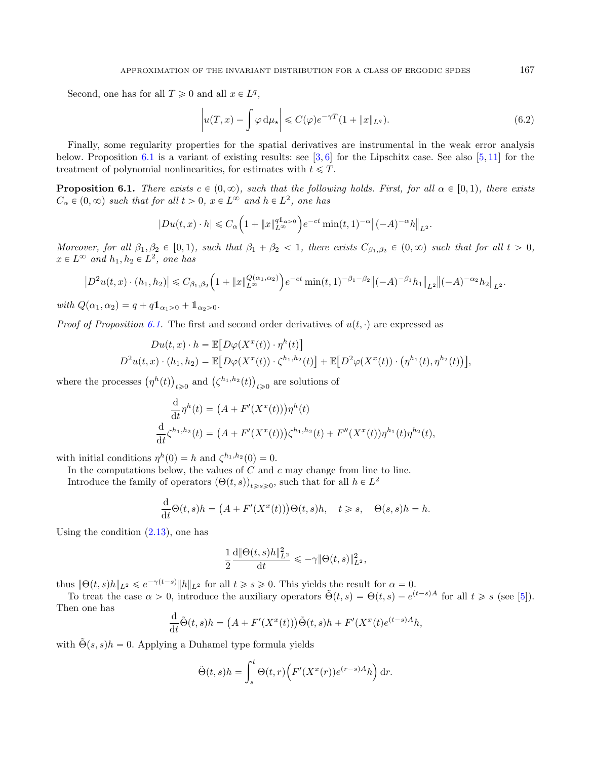Second, one has for all $T \geqslant 0$ and all $x \in L^q$,

$$\left| u(T,x) - \int \varphi \,\mathrm{d}\mu_\star \right| \leqslant C(\varphi) e^{-\gamma T}(1 + \|x\|_{L^q}). \tag{6.2}$$

Finally, some regularity properties for the spatial derivatives are instrumental in the weak error analysis below. Proposition 6.1 is a variant of existing results: see [3, 6] for the Lipschitz case. See also [5, 11] for the treatment of polynomial nonlinearities, for estimates with $t \leqslant T$.

**Proposition 6.1.** *There exists $c \in (0,\infty)$, such that the following holds. First, for all $\alpha \in [0,1)$, there exists $C_\alpha \in (0,\infty)$ such that for all $t > 0$, $x \in L^\infty$ and $h \in L^2$, one has*

$$|Du(t,x)\cdot h| \leqslant C_\alpha \Big(1 + \|x\|_{L^\infty}^{q\mathbb{1}_{\alpha>0}}\Big) e^{-ct} \min(t,1)^{-\alpha} \big\|(-A)^{-\alpha} h\big\|_{L^2}.$$

*Moreover, for all $\beta_1, \beta_2 \in [0,1)$, such that $\beta_1 + \beta_2 < 1$, there exists $C_{\beta_1,\beta_2} \in (0,\infty)$ such that for all $t > 0$, $x \in L^\infty$ and $h_1, h_2 \in L^2$, one has*

$$\big|D^2 u(t,x)\cdot(h_1,h_2)\big| \leqslant C_{\beta_1,\beta_2}\Big(1 + \|x\|_{L^\infty}^{Q(\alpha_1,\alpha_2)}\Big) e^{-ct} \min(t,1)^{-\beta_1-\beta_2} \big\|(-A)^{-\beta_1} h_1\big\|_{L^2} \big\|(-A)^{-\alpha_2} h_2\big\|_{L^2}.$$

*with $Q(\alpha_1,\alpha_2) = q + q\mathbb{1}_{\alpha_1>0} + \mathbb{1}_{\alpha_2>0}$.*

*Proof of Proposition 6.1.* The first and second order derivatives of $u(t,\cdot)$ are expressed as

$$\begin{aligned}
Du(t,x)\cdot h &= \mathbb{E}\big[D\varphi(X^x(t))\cdot \eta^h(t)\big]\\
D^2 u(t,x)\cdot(h_1,h_2) &= \mathbb{E}\big[D\varphi(X^x(t))\cdot \zeta^{h_1,h_2}(t)\big] + \mathbb{E}\big[D^2\varphi(X^x(t))\cdot\big(\eta^{h_1}(t),\eta^{h_2}(t)\big)\big],
\end{aligned}$$

where the processes $\big(\eta^h(t)\big)_{t\geqslant 0}$ and $\big(\zeta^{h_1,h_2}(t)\big)_{t\geqslant 0}$ are solutions of

$$\begin{aligned}
\frac{\mathrm{d}}{\mathrm{d}t}\eta^h(t) &= \big(A + F'(X^x(t))\big)\eta^h(t)\\
\frac{\mathrm{d}}{\mathrm{d}t}\zeta^{h_1,h_2}(t) &= \big(A + F'(X^x(t))\big)\zeta^{h_1,h_2}(t) + F''(X^x(t))\eta^{h_1}(t)\eta^{h_2}(t),
\end{aligned}$$

with initial conditions $\eta^h(0) = h$ and $\zeta^{h_1,h_2}(0) = 0$.

In the computations below, the values of $C$ and $c$ may change from line to line.

Introduce the family of operators $(\Theta(t,s))_{t\geqslant s\geqslant 0}$, such that for all $h \in L^2$

$$\frac{\mathrm{d}}{\mathrm{d}t}\Theta(t,s)h = \big(A + F'(X^x(t))\big)\Theta(t,s)h, \quad t \geqslant s, \quad \Theta(s,s)h = h.$$

Using the condition (2.13), one has

$$\frac{1}{2}\frac{\mathrm{d}\|\Theta(t,s)h\|_{L^2}^2}{\mathrm{d}t} \leqslant -\gamma \|\Theta(t,s)\|_{L^2}^2,$$

thus $\|\Theta(t,s)h\|_{L^2} \leqslant e^{-\gamma(t-s)}\|h\|_{L^2}$ for all $t \geqslant s \geqslant 0$. This yields the result for $\alpha = 0$.

To treat the case $\alpha > 0$, introduce the auxiliary operators $\tilde{\Theta}(t,s) = \Theta(t,s) - e^{(t-s)A}$ for all $t \geqslant s$ (see [5]). Then one has

$$\frac{\mathrm{d}}{\mathrm{d}t}\tilde{\Theta}(t,s)h = \big(A + F'(X^x(t))\big)\tilde{\Theta}(t,s)h + F'(X^x(t)e^{(t-s)A}h,$$

with $\tilde{\Theta}(s,s)h = 0$. Applying a Duhamel type formula yields

$$\tilde{\Theta}(t,s)h = \int_s^t \Theta(t,r)\Big(F'(X^x(r))e^{(r-s)A}h\Big)\,\mathrm{d}r.$$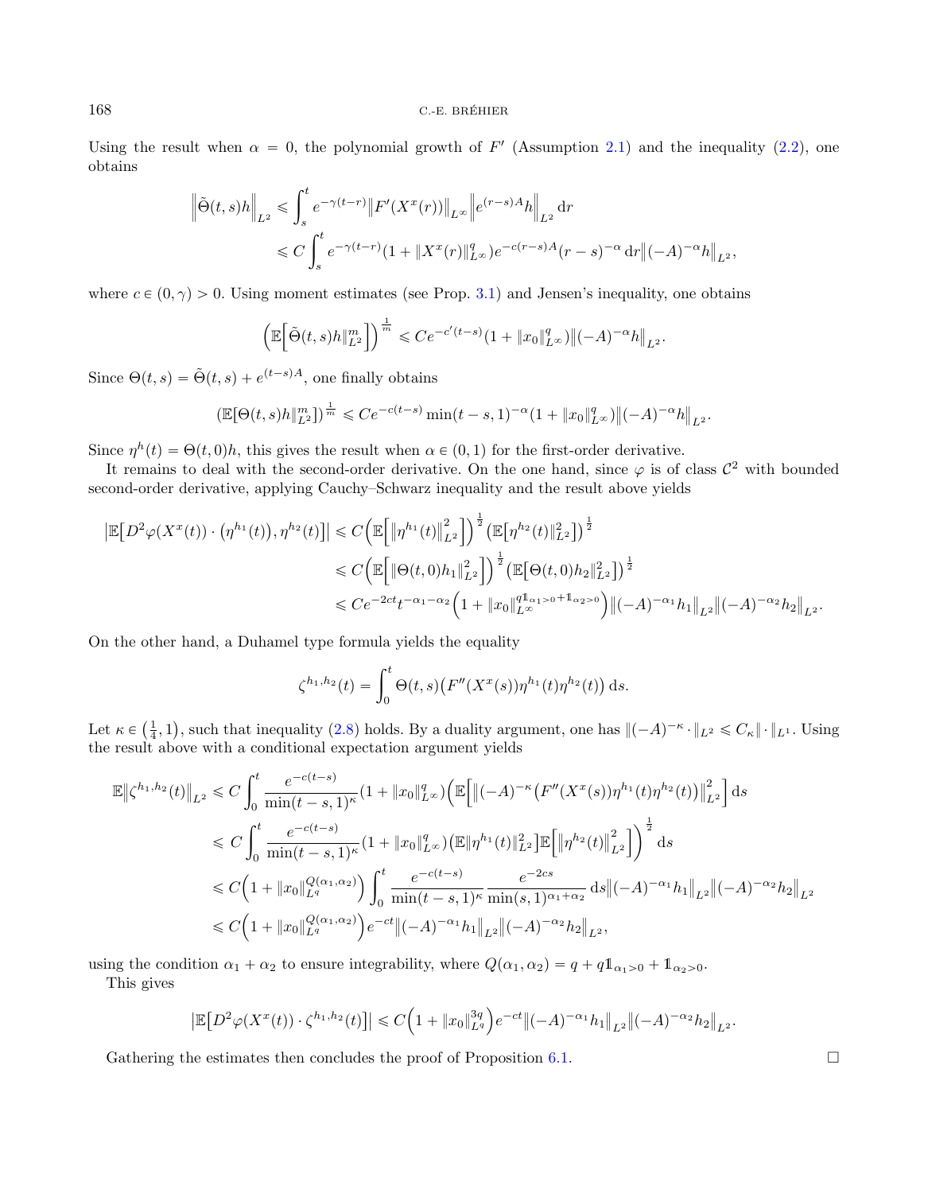Using the result when $\alpha = 0$, the polynomial growth of $F'$ (Assumption 2.1) and the inequality (2.2), one obtains

$$
\begin{aligned}
\left\|\tilde{\Theta}(t,s)h\right\|_{L^2} &\leqslant \int_s^t e^{-\gamma(t-r)}\left\|F'(X^x(r))\right\|_{L^\infty}\left\|e^{(r-s)A}h\right\|_{L^2}\,\mathrm{d}r \\
&\leqslant C\int_s^t e^{-\gamma(t-r)}(1+\|X^x(r)\|_{L^\infty}^q)e^{-c(r-s)A}(r-s)^{-\alpha}\,\mathrm{d}r\left\|(-A)^{-\alpha}h\right\|_{L^2},
\end{aligned}
$$

where $c \in (0,\gamma) > 0$. Using moment estimates (see Prop. 3.1) and Jensen's inequality, one obtains

$$
\left(\mathbb{E}\left[\tilde{\Theta}(t,s)h\|_{L^2}^m\right]\right)^{\frac{1}{m}} \leqslant Ce^{-c'(t-s)}(1+\|x_0\|_{L^\infty}^q)\left\|(-A)^{-\alpha}h\right\|_{L^2}.
$$

Since $\Theta(t,s) = \tilde{\Theta}(t,s) + e^{(t-s)A}$, one finally obtains

$$
(\mathbb{E}[\Theta(t,s)h\|_{L^2}^m])^{\frac{1}{m}} \leqslant Ce^{-c(t-s)}\min(t-s,1)^{-\alpha}(1+\|x_0\|_{L^\infty}^q)\left\|(-A)^{-\alpha}h\right\|_{L^2}.
$$

Since $\eta^h(t) = \Theta(t,0)h$, this gives the result when $\alpha \in (0,1)$ for the first-order derivative.

It remains to deal with the second-order derivative. On the one hand, since $\varphi$ is of class $\mathcal{C}^2$ with bounded second-order derivative, applying Cauchy–Schwarz inequality and the result above yields

$$
\begin{aligned}
\left|\mathbb{E}\left[D^2\varphi(X^x(t))\cdot\left(\eta^{h_1}(t)\right),\eta^{h_2}(t)\right]\right| &\leqslant C\left(\mathbb{E}\left[\left\|\eta^{h_1}(t)\right\|_{L^2}^2\right]\right)^{\frac{1}{2}}\left(\mathbb{E}\left[\eta^{h_2}(t)\|_{L^2}^2\right]\right)^{\frac{1}{2}} \\
&\leqslant C\left(\mathbb{E}\left[\left\|\Theta(t,0)h_1\right\|_{L^2}^2\right]\right)^{\frac{1}{2}}\left(\mathbb{E}\left[\Theta(t,0)h_2\|_{L^2}^2\right]\right)^{\frac{1}{2}} \\
&\leqslant Ce^{-2ct}t^{-\alpha_1-\alpha_2}\left(1+\|x_0\|_{L^\infty}^{q\mathbb{1}_{\alpha_1>0}+\mathbb{1}_{\alpha_2>0}}\right)\left\|(-A)^{-\alpha_1}h_1\right\|_{L^2}\left\|(-A)^{-\alpha_2}h_2\right\|_{L^2}.
\end{aligned}
$$

On the other hand, a Duhamel type formula yields the equality

$$
\zeta^{h_1,h_2}(t) = \int_0^t \Theta(t,s)\left(F''(X^x(s))\eta^{h_1}(t)\eta^{h_2}(t)\right)\mathrm{d}s.
$$

Let $\kappa \in \left(\frac{1}{4},1\right)$, such that inequality (2.8) holds. By a duality argument, one has $\|(-A)^{-\kappa}\cdot\|_{L^2} \leqslant C_\kappa\|\cdot\|_{L^1}$. Using the result above with a conditional expectation argument yields

$$
\begin{aligned}
\mathbb{E}\left\|\zeta^{h_1,h_2}(t)\right\|_{L^2} &\leqslant C\int_0^t \frac{e^{-c(t-s)}}{\min(t-s,1)^\kappa}(1+\|x_0\|_{L^\infty}^q)\left(\mathbb{E}\left[\left\|(-A)^{-\kappa}\left(F''(X^x(s))\eta^{h_1}(t)\eta^{h_2}(t)\right)\right\|_{L^2}^2\right]\mathrm{d}s\right. \\
&\leqslant C\int_0^t \frac{e^{-c(t-s)}}{\min(t-s,1)^\kappa}(1+\|x_0\|_{L^\infty}^q)\left(\mathbb{E}\|\eta^{h_1}(t)\|_{L^2}^2\right]\mathbb{E}\left[\left\|\eta^{h_2}(t)\right\|_{L^2}^2\right]\Big)^{\frac{1}{2}}\,\mathrm{d}s \\
&\leqslant C\left(1+\|x_0\|_{L^q}^{Q(\alpha_1,\alpha_2)}\right)\int_0^t \frac{e^{-c(t-s)}}{\min(t-s,1)^\kappa}\frac{e^{-2cs}}{\min(s,1)^{\alpha_1+\alpha_2}}\,\mathrm{d}s\left\|(-A)^{-\alpha_1}h_1\right\|_{L^2}\left\|(-A)^{-\alpha_2}h_2\right\|_{L^2} \\
&\leqslant C\left(1+\|x_0\|_{L^q}^{Q(\alpha_1,\alpha_2)}\right)e^{-ct}\left\|(-A)^{-\alpha_1}h_1\right\|_{L^2}\left\|(-A)^{-\alpha_2}h_2\right\|_{L^2},
\end{aligned}
$$

using the condition $\alpha_1+\alpha_2$ to ensure integrability, where $Q(\alpha_1,\alpha_2) = q + q\mathbb{1}_{\alpha_1>0} + \mathbb{1}_{\alpha_2>0}$.

This gives

$$
\left|\mathbb{E}\left[D^2\varphi(X^x(t))\cdot\zeta^{h_1,h_2}(t)\right]\right| \leqslant C\left(1+\|x_0\|_{L^q}^{3q}\right)e^{-ct}\left\|(-A)^{-\alpha_1}h_1\right\|_{L^2}\left\|(-A)^{-\alpha_2}h_2\right\|_{L^2}.
$$

Gathering the estimates then concludes the proof of Proposition 6.1. $\square$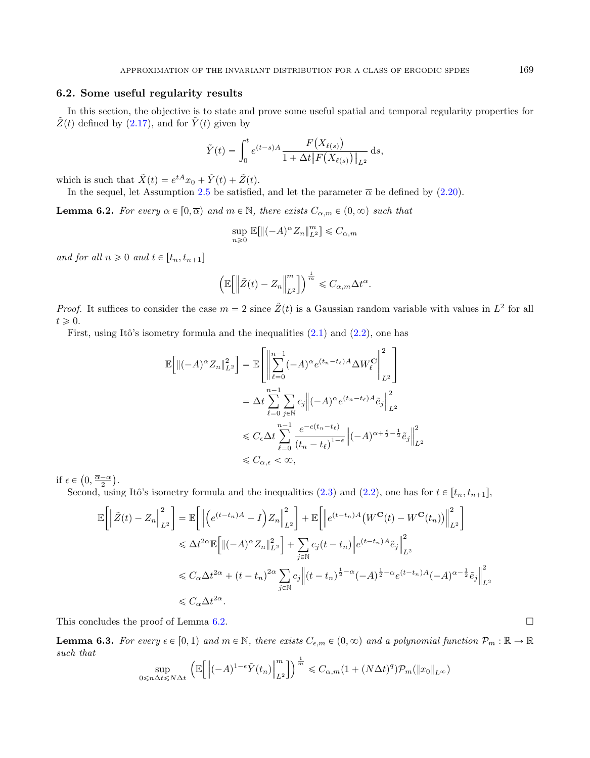### 6.2. Some useful regularity results

In this section, the objective is to state and prove some useful spatial and temporal regularity properties for $\tilde{Z}(t)$ defined by (2.17), and for $\tilde{Y}(t)$ given by

$$\tilde{Y}(t) = \int_0^t e^{(t-s)A} \frac{F\big(X_{\ell(s)}\big)}{1 + \Delta t \big\| F\big(X_{\ell(s)}\big)\big\|_{L^2}} \, \mathrm{d}s,$$

which is such that $\tilde{X}(t) = e^{tA}x_0 + \tilde{Y}(t) + \tilde{Z}(t)$.

In the sequel, let Assumption 2.5 be satisfied, and let the parameter $\overline{\alpha}$ be defined by (2.20).

**Lemma 6.2.** *For every $\alpha \in [0, \overline{\alpha})$ and $m \in \mathbb{N}$, there exists $C_{\alpha,m} \in (0,\infty)$ such that*

$$\sup_{n \geqslant 0} \mathbb{E}[\|(-A)^{\alpha} Z_n\|_{L^2}^m] \leqslant C_{\alpha,m}$$

*and for all $n \geqslant 0$ and $t \in [t_n, t_{n+1}]$*

$$\Big(\mathbb{E}\Big[\Big\|\tilde{Z}(t) - Z_n\Big\|_{L^2}^m\Big]\Big)^{\frac{1}{m}} \leqslant C_{\alpha,m} \Delta t^{\alpha}.$$

*Proof.* It suffices to consider the case $m = 2$ since $\tilde{Z}(t)$ is a Gaussian random variable with values in $L^2$ for all $t \geqslant 0$.

First, using Itô's isometry formula and the inequalities (2.1) and (2.2), one has

$$\begin{aligned}
\mathbb{E}\Big[\|(-A)^{\alpha} Z_n\|_{L^2}^2\Big] &= \mathbb{E}\left[\left\|\sum_{\ell=0}^{n-1} (-A)^{\alpha} e^{(t_n - t_\ell)A} \Delta W_\ell^{\mathbf{C}}\right\|_{L^2}^2\right] \\
&= \Delta t \sum_{\ell=0}^{n-1} \sum_{j \in \mathbb{N}} c_j \Big\|(-A)^{\alpha} e^{(t_n - t_\ell)A} \tilde{e}_j\Big\|_{L^2}^2 \\
&\leqslant C_\epsilon \Delta t \sum_{\ell=0}^{n-1} \frac{e^{-c(t_n - t_\ell)}}{(t_n - t_\ell)^{1-\epsilon}} \Big\|(-A)^{\alpha + \frac{\epsilon}{2} - \frac{1}{2}} \tilde{e}_j\Big\|_{L^2}^2 \\
&\leqslant C_{\alpha,\epsilon} < \infty,
\end{aligned}$$

if $\epsilon \in \big(0, \frac{\overline{\alpha} - \alpha}{2}\big)$.

Second, using Itô's isometry formula and the inequalities (2.3) and (2.2), one has for $t \in [t_n, t_{n+1}]$,

$$\begin{aligned}
\mathbb{E}\Big[\Big\|\tilde{Z}(t) - Z_n\Big\|_{L^2}^2\Big] &= \mathbb{E}\Big[\Big\|\Big(e^{(t-t_n)A} - I\Big) Z_n\Big\|_{L^2}^2\Big] + \mathbb{E}\Big[\Big\|e^{(t-t_n)A}\big(W^{\mathbf{C}}(t) - W^{\mathbf{C}}(t_n)\big)\Big\|_{L^2}^2\Big] \\
&\leqslant \Delta t^{2\alpha} \mathbb{E}\Big[\|(-A)^{\alpha} Z_n\|_{L^2}^2\Big] + \sum_{j \in \mathbb{N}} c_j (t - t_n) \Big\|e^{(t-t_n)A} \tilde{e}_j\Big\|_{L^2}^2 \\
&\leqslant C_\alpha \Delta t^{2\alpha} + (t - t_n)^{2\alpha} \sum_{j \in \mathbb{N}} c_j \Big\|(t - t_n)^{\frac{1}{2} - \alpha} (-A)^{\frac{1}{2} - \alpha} e^{(t-t_n)A} (-A)^{\alpha - \frac{1}{2}} \tilde{e}_j\Big\|_{L^2}^2 \\
&\leqslant C_\alpha \Delta t^{2\alpha}.
\end{aligned}$$

This concludes the proof of Lemma 6.2. $\square$

**Lemma 6.3.** *For every $\epsilon \in [0,1)$ and $m \in \mathbb{N}$, there exists $C_{\epsilon,m} \in (0,\infty)$ and a polynomial function $\mathcal{P}_m : \mathbb{R} \to \mathbb{R}$ such that*

$$\sup_{0 \leqslant n\Delta t \leqslant N\Delta t} \Big(\mathbb{E}\Big[\Big\|(-A)^{1-\epsilon} \tilde{Y}(t_n)\Big\|_{L^2}^m\Big]\Big)^{\frac{1}{m}} \leqslant C_{\alpha,m}(1 + (N\Delta t)^q) \mathcal{P}_m(\|x_0\|_{L^\infty})$$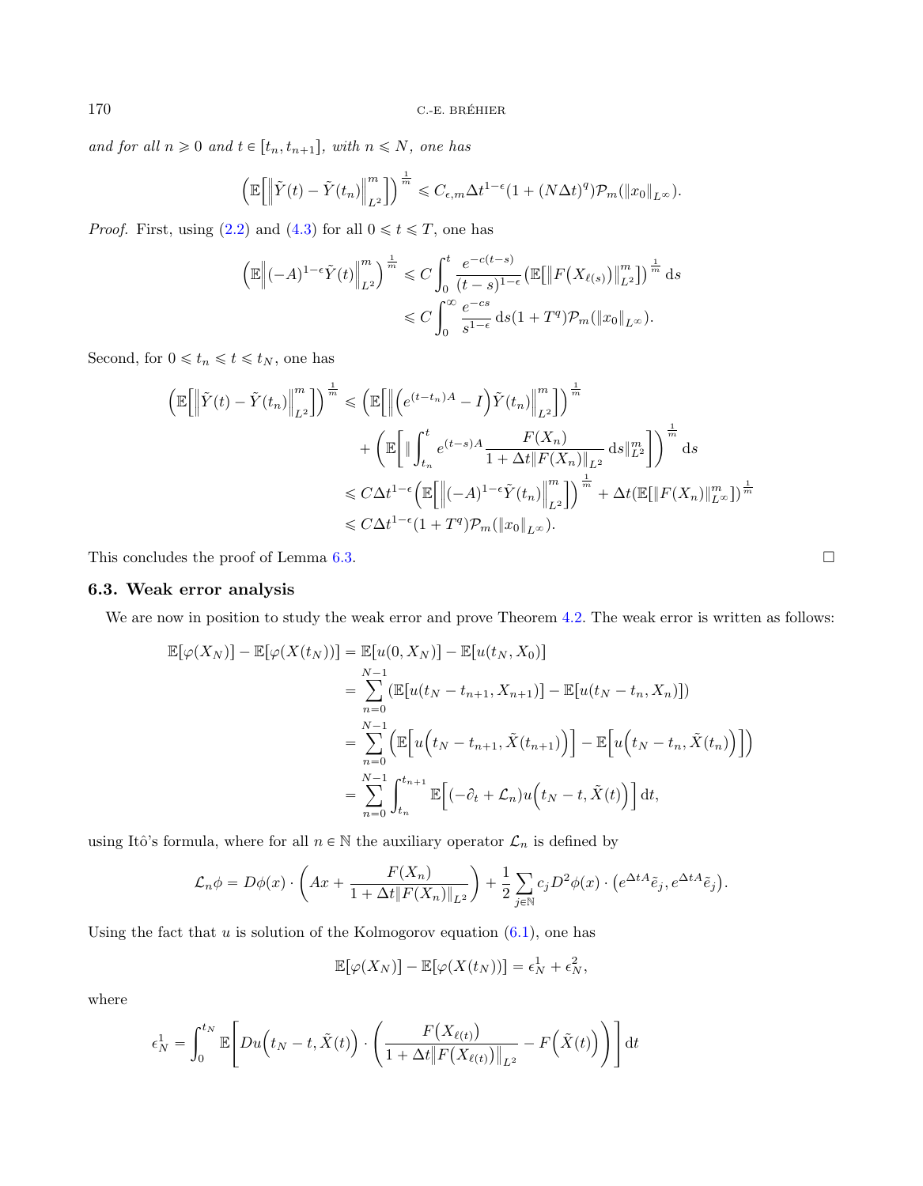*and for all $n \geqslant 0$ and $t \in [t_n, t_{n+1}]$, with $n \leqslant N$, one has*

$$\left(\mathbb{E}\left[\left\|\tilde{Y}(t) - \tilde{Y}(t_n)\right\|_{L^2}^m\right]\right)^{\frac{1}{m}} \leqslant C_{\epsilon,m}\Delta t^{1-\epsilon}(1 + (N\Delta t)^q)\mathcal{P}_m(\|x_0\|_{L^\infty}).$$

*Proof.* First, using (2.2) and (4.3) for all $0 \leqslant t \leqslant T$, one has

$$\begin{aligned}
\left(\mathbb{E}\left\|(-A)^{1-\epsilon}\tilde{Y}(t)\right\|_{L^2}^m\right)^{\frac{1}{m}} &\leqslant C\int_0^t \frac{e^{-c(t-s)}}{(t-s)^{1-\epsilon}}\left(\mathbb{E}\left[\left\|F\left(X_{\ell(s)}\right)\right\|_{L^2}^m\right]\right)^{\frac{1}{m}} \mathrm{d}s \\
&\leqslant C\int_0^\infty \frac{e^{-cs}}{s^{1-\epsilon}}\,\mathrm{d}s(1 + T^q)\mathcal{P}_m(\|x_0\|_{L^\infty}).
\end{aligned}$$

Second, for $0 \leqslant t_n \leqslant t \leqslant t_N$, one has

$$\begin{aligned}
\left(\mathbb{E}\left[\left\|\tilde{Y}(t) - \tilde{Y}(t_n)\right\|_{L^2}^m\right]\right)^{\frac{1}{m}} &\leqslant \left(\mathbb{E}\left[\left\|\left(e^{(t-t_n)A} - I\right)\tilde{Y}(t_n)\right\|_{L^2}^m\right]\right)^{\frac{1}{m}} \\
&\quad + \left(\mathbb{E}\left[\left\|\int_{t_n}^t e^{(t-s)A}\frac{F(X_n)}{1 + \Delta t\|F(X_n)\|_{L^2}}\,\mathrm{d}s\right\|_{L^2}^m\right]\right)^{\frac{1}{m}} \mathrm{d}s \\
&\leqslant C\Delta t^{1-\epsilon}\left(\mathbb{E}\left[\left\|(-A)^{1-\epsilon}\tilde{Y}(t_n)\right\|_{L^2}^m\right]\right)^{\frac{1}{m}} + \Delta t(\mathbb{E}[\|F(X_n)\|_{L^\infty}^m])^{\frac{1}{m}} \\
&\leqslant C\Delta t^{1-\epsilon}(1 + T^q)\mathcal{P}_m(\|x_0\|_{L^\infty}).
\end{aligned}$$

This concludes the proof of Lemma 6.3. □

### 6.3. Weak error analysis

We are now in position to study the weak error and prove Theorem 4.2. The weak error is written as follows:

$$\begin{aligned}
\mathbb{E}[\varphi(X_N)] - \mathbb{E}[\varphi(X(t_N))] &= \mathbb{E}[u(0, X_N)] - \mathbb{E}[u(t_N, X_0)] \\
&= \sum_{n=0}^{N-1}\left(\mathbb{E}[u(t_N - t_{n+1}, X_{n+1})] - \mathbb{E}[u(t_N - t_n, X_n)]\right) \\
&= \sum_{n=0}^{N-1}\left(\mathbb{E}\left[u\left(t_N - t_{n+1}, \tilde{X}(t_{n+1})\right)\right] - \mathbb{E}\left[u\left(t_N - t_n, \tilde{X}(t_n)\right)\right]\right) \\
&= \sum_{n=0}^{N-1}\int_{t_n}^{t_{n+1}}\mathbb{E}\left[(-\partial_t + \mathcal{L}_n)u\left(t_N - t, \tilde{X}(t)\right)\right]\mathrm{d}t,
\end{aligned}$$

using Itô's formula, where for all $n \in \mathbb{N}$ the auxiliary operator $\mathcal{L}_n$ is defined by

$$\mathcal{L}_n\phi = D\phi(x)\cdot\left(Ax + \frac{F(X_n)}{1 + \Delta t\|F(X_n)\|_{L^2}}\right) + \frac{1}{2}\sum_{j\in\mathbb{N}}c_j D^2\phi(x)\cdot\left(e^{\Delta tA}\tilde{e}_j, e^{\Delta tA}\tilde{e}_j\right).$$

Using the fact that $u$ is solution of the Kolmogorov equation (6.1), one has

$$\mathbb{E}[\varphi(X_N)] - \mathbb{E}[\varphi(X(t_N))] = \epsilon_N^1 + \epsilon_N^2,$$

where

$$\epsilon_N^1 = \int_0^{t_N}\mathbb{E}\left[Du\left(t_N - t, \tilde{X}(t)\right)\cdot\left(\frac{F\left(X_{\ell(t)}\right)}{1 + \Delta t\left\|F\left(X_{\ell(t)}\right)\right\|_{L^2}} - F\left(\tilde{X}(t)\right)\right)\right]\mathrm{d}t$$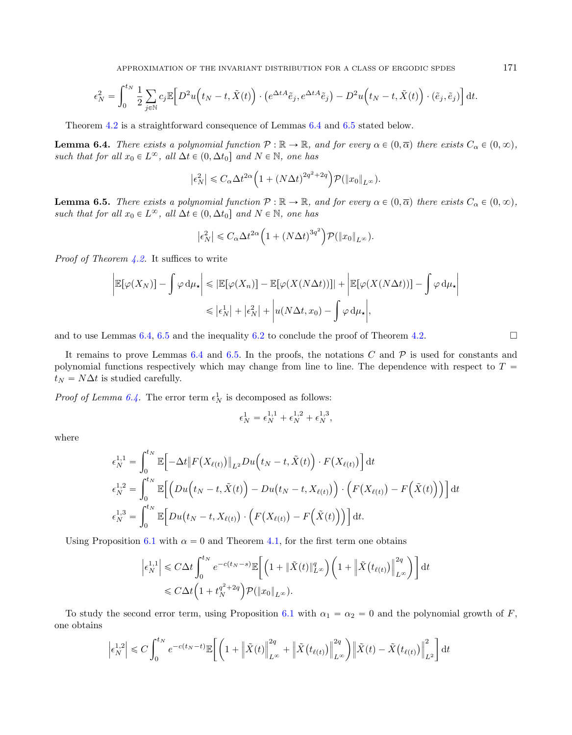$$\epsilon_N^2 = \int_0^{t_N} \frac{1}{2} \sum_{j \in \mathbb{N}} c_j \mathbb{E}\Big[ D^2 u\Big(t_N - t, \tilde{X}(t)\Big) \cdot \big(e^{\Delta t A} \tilde{e}_j, e^{\Delta t A} \tilde{e}_j\big) - D^2 u\Big(t_N - t, \tilde{X}(t)\Big) \cdot (\tilde{e}_j, \tilde{e}_j) \Big] \, \mathrm{d}t.$$

Theorem 4.2 is a straightforward consequence of Lemmas 6.4 and 6.5 stated below.

**Lemma 6.4.** *There exists a polynomial function $\mathcal{P} : \mathbb{R} \to \mathbb{R}$, and for every $\alpha \in (0, \overline{\alpha})$ there exists $C_\alpha \in (0, \infty)$, such that for all $x_0 \in L^\infty$, all $\Delta t \in (0, \Delta t_0]$ and $N \in \mathbb{N}$, one has*

$$\left|\epsilon_N^2\right| \leqslant C_\alpha \Delta t^{2\alpha} \Big(1 + (N\Delta t)^{2q^2 + 2q}\Big) \mathcal{P}(\|x_0\|_{L^\infty}).$$

**Lemma 6.5.** *There exists a polynomial function $\mathcal{P} : \mathbb{R} \to \mathbb{R}$, and for every $\alpha \in (0, \overline{\alpha})$ there exists $C_\alpha \in (0, \infty)$, such that for all $x_0 \in L^\infty$, all $\Delta t \in (0, \Delta t_0]$ and $N \in \mathbb{N}$, one has*

$$\left|\epsilon_N^2\right| \leqslant C_\alpha \Delta t^{2\alpha} \Big(1 + (N\Delta t)^{3q^2}\Big) \mathcal{P}(\|x_0\|_{L^\infty}).$$

*Proof of Theorem 4.2.* It suffices to write

$$\begin{aligned}
\left|\mathbb{E}[\varphi(X_N)] - \int \varphi \, \mathrm{d}\mu_\star\right| &\leqslant |\mathbb{E}[\varphi(X_n)] - \mathbb{E}[\varphi(X(N\Delta t))]| + \left|\mathbb{E}[\varphi(X(N\Delta t))] - \int \varphi \, \mathrm{d}\mu_\star\right| \\
&\leqslant \left|\epsilon_N^1\right| + \left|\epsilon_N^2\right| + \left|u(N\Delta t, x_0) - \int \varphi \, \mathrm{d}\mu_\star\right|,
\end{aligned}$$

and to use Lemmas 6.4, 6.5 and the inequality 6.2 to conclude the proof of Theorem 4.2. $\square$

It remains to prove Lemmas 6.4 and 6.5. In the proofs, the notations $C$ and $\mathcal{P}$ is used for constants and polynomial functions respectively which may change from line to line. The dependence with respect to $T = t_N = N\Delta t$ is studied carefully.

*Proof of Lemma 6.4.* The error term $\epsilon_N^1$ is decomposed as follows:

$$\epsilon_N^1 = \epsilon_N^{1,1} + \epsilon_N^{1,2} + \epsilon_N^{1,3},$$

where

$$\begin{aligned}
\epsilon_N^{1,1} &= \int_0^{t_N} \mathbb{E}\Big[ -\Delta t \big\|F\big(X_{\ell(t)}\big)\big\|_{L^2} Du\Big(t_N - t, \tilde{X}(t)\Big) \cdot F\big(X_{\ell(t)}\big)\Big] \, \mathrm{d}t \\
\epsilon_N^{1,2} &= \int_0^{t_N} \mathbb{E}\Big[ \Big( Du\Big(t_N - t, \tilde{X}(t)\Big) - Du\big(t_N - t, X_{\ell(t)}\big)\Big) \cdot \Big( F\big(X_{\ell(t)}\big) - F\Big(\tilde{X}(t)\Big)\Big)\Big] \, \mathrm{d}t \\
\epsilon_N^{1,3} &= \int_0^{t_N} \mathbb{E}\Big[ Du\big(t_N - t, X_{\ell(t)}\big) \cdot \Big( F\big(X_{\ell(t)}\big) - F\Big(\tilde{X}(t)\Big)\Big)\Big] \, \mathrm{d}t.
\end{aligned}$$

Using Proposition 6.1 with $\alpha = 0$ and Theorem 4.1, for the first term one obtains

$$\begin{aligned}
\left|\epsilon_N^{1,1}\right| &\leqslant C\Delta t \int_0^{t_N} e^{-c(t_N - s)} \mathbb{E}\bigg[ \Big(1 + \|\tilde{X}(t)\|_{L^\infty}^q\Big) \bigg(1 + \Big\|\tilde{X}\big(t_{\ell(t)}\big)\Big\|_{L^\infty}^{2q}\bigg)\bigg] \, \mathrm{d}t \\
&\leqslant C\Delta t \Big(1 + t_N^{q^2 + 2q}\Big) \mathcal{P}(\|x_0\|_{L^\infty}).
\end{aligned}$$

To study the second error term, using Proposition 6.1 with $\alpha_1 = \alpha_2 = 0$ and the polynomial growth of $F$, one obtains

$$\left|\epsilon_N^{1,2}\right| \leqslant C \int_0^{t_N} e^{-c(t_N - t)} \mathbb{E}\bigg[ \bigg(1 + \Big\|\tilde{X}(t)\Big\|_{L^\infty}^{2q} + \Big\|\tilde{X}\big(t_{\ell(t)}\big)\Big\|_{L^\infty}^{2q}\bigg) \Big\|\tilde{X}(t) - \tilde{X}\big(t_{\ell(t)}\big)\Big\|_{L^2}^2 \bigg] \, \mathrm{d}t$$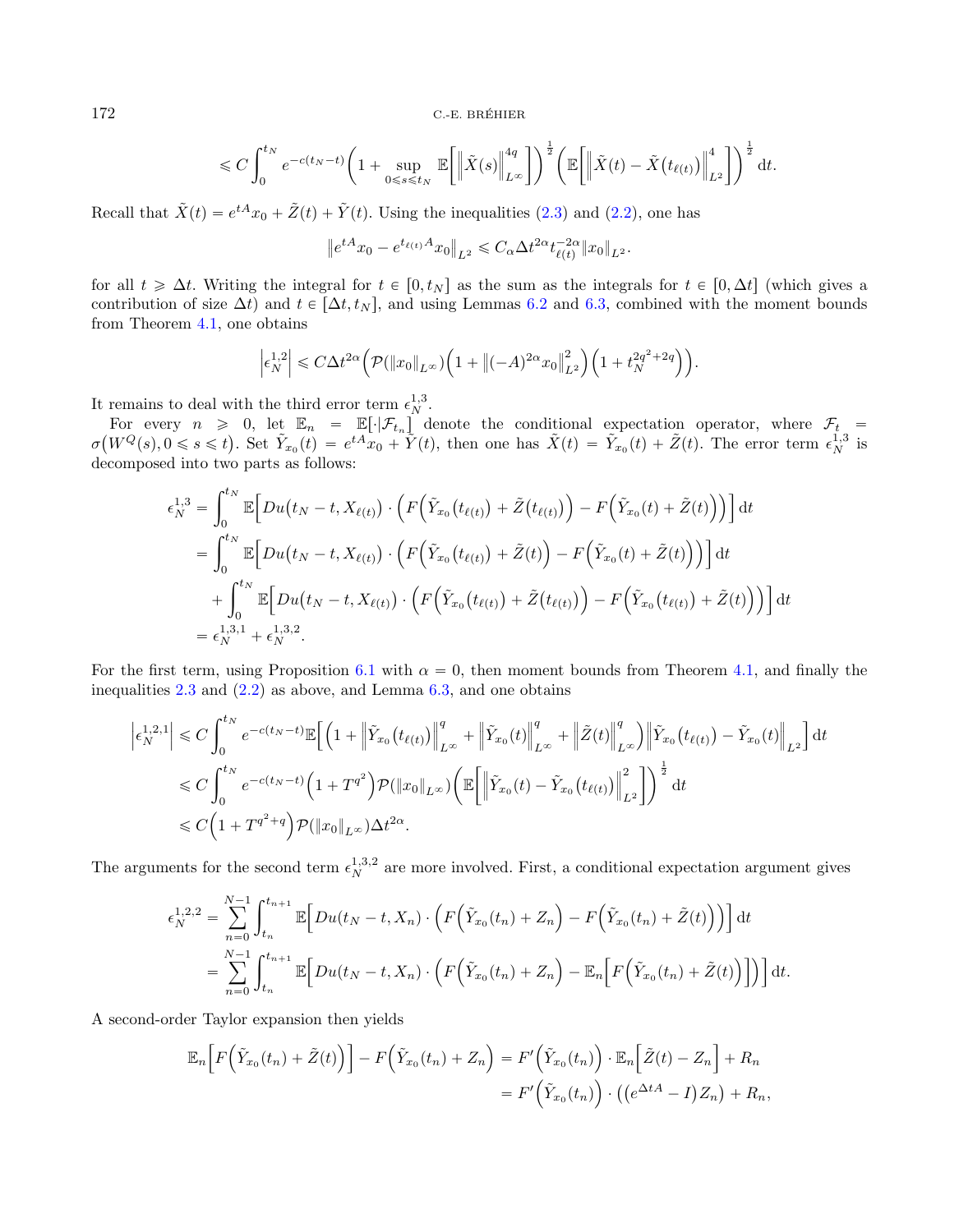$$\leqslant C\int_0^{t_N} e^{-c(t_N-t)}\Big(1+\sup_{0\leqslant s\leqslant t_N}\mathbb{E}\Big[\big\|\tilde{X}(s)\big\|_{L^\infty}^{4q}\Big]\Big)^{\frac12}\Big(\mathbb{E}\Big[\big\|\tilde{X}(t)-\tilde{X}\big(t_{\ell(t)}\big)\big\|_{L^2}^4\Big]\Big)^{\frac12}\,\mathrm{d}t.$$

Recall that $\tilde{X}(t)=e^{tA}x_0+\tilde{Z}(t)+\tilde{Y}(t)$. Using the inequalities (2.3) and (2.2), one has

$$\big\|e^{tA}x_0-e^{t_{\ell(t)}A}x_0\big\|_{L^2}\leqslant C_\alpha\Delta t^{2\alpha}t_{\ell(t)}^{-2\alpha}\|x_0\|_{L^2}.$$

for all $t\geqslant\Delta t$. Writing the integral for $t\in[0,t_N]$ as the sum as the integrals for $t\in[0,\Delta t]$ (which gives a contribution of size $\Delta t$) and $t\in[\Delta t,t_N]$, and using Lemmas 6.2 and 6.3, combined with the moment bounds from Theorem 4.1, one obtains

$$\Big|\epsilon_N^{1,2}\Big|\leqslant C\Delta t^{2\alpha}\Big(\mathcal{P}(\|x_0\|_{L^\infty})\Big(1+\|(-A)^{2\alpha}x_0\|_{L^2}^2\Big)\Big(1+t_N^{2q^2+2q}\Big)\Big).$$

It remains to deal with the third error term $\epsilon_N^{1,3}$.

For every $n\geqslant 0$, let $\mathbb{E}_n=\mathbb{E}[\cdot|\mathcal{F}_{t_n}]$ denote the conditional expectation operator, where $\mathcal{F}_t=\sigma\big(W^Q(s),0\leqslant s\leqslant t\big)$. Set $\tilde{Y}_{x_0}(t)=e^{tA}x_0+\tilde{Y}(t)$, then one has $\tilde{X}(t)=\tilde{Y}_{x_0}(t)+\tilde{Z}(t)$. The error term $\epsilon_N^{1,3}$ is decomposed into two parts as follows:

$$\begin{aligned}
\epsilon_N^{1,3}&=\int_0^{t_N}\mathbb{E}\Big[Du\big(t_N-t,X_{\ell(t)}\big)\cdot\Big(F\Big(\tilde{Y}_{x_0}\big(t_{\ell(t)}\big)+\tilde{Z}\big(t_{\ell(t)}\big)\Big)-F\Big(\tilde{Y}_{x_0}(t)+\tilde{Z}(t)\Big)\Big)\Big]\,\mathrm{d}t\\
&=\int_0^{t_N}\mathbb{E}\Big[Du\big(t_N-t,X_{\ell(t)}\big)\cdot\Big(F\Big(\tilde{Y}_{x_0}\big(t_{\ell(t)}\big)+\tilde{Z}(t)\Big)-F\Big(\tilde{Y}_{x_0}(t)+\tilde{Z}(t)\Big)\Big)\Big]\,\mathrm{d}t\\
&\quad+\int_0^{t_N}\mathbb{E}\Big[Du\big(t_N-t,X_{\ell(t)}\big)\cdot\Big(F\Big(\tilde{Y}_{x_0}\big(t_{\ell(t)}\big)+\tilde{Z}\big(t_{\ell(t)}\big)\Big)-F\Big(\tilde{Y}_{x_0}\big(t_{\ell(t)}\big)+\tilde{Z}(t)\Big)\Big)\Big]\,\mathrm{d}t\\
&=\epsilon_N^{1,3,1}+\epsilon_N^{1,3,2}.
\end{aligned}$$

For the first term, using Proposition 6.1 with $\alpha=0$, then moment bounds from Theorem 4.1, and finally the inequalities 2.3 and (2.2) as above, and Lemma 6.3, and one obtains

$$\begin{aligned}
\Big|\epsilon_N^{1,2,1}\Big|&\leqslant C\int_0^{t_N}e^{-c(t_N-t)}\mathbb{E}\Big[\Big(1+\big\|\tilde{Y}_{x_0}\big(t_{\ell(t)}\big)\big\|_{L^\infty}^q+\big\|\tilde{Y}_{x_0}(t)\big\|_{L^\infty}^q+\big\|\tilde{Z}(t)\big\|_{L^\infty}^q\Big)\big\|\tilde{Y}_{x_0}\big(t_{\ell(t)}\big)-\tilde{Y}_{x_0}(t)\big\|_{L^2}\Big]\,\mathrm{d}t\\
&\leqslant C\int_0^{t_N}e^{-c(t_N-t)}\Big(1+T^{q^2}\Big)\mathcal{P}(\|x_0\|_{L^\infty})\Big(\mathbb{E}\Big[\big\|\tilde{Y}_{x_0}(t)-\tilde{Y}_{x_0}\big(t_{\ell(t)}\big)\big\|_{L^2}^2\Big]\Big)^{\frac12}\,\mathrm{d}t\\
&\leqslant C\Big(1+T^{q^2+q}\Big)\mathcal{P}(\|x_0\|_{L^\infty})\Delta t^{2\alpha}.
\end{aligned}$$

The arguments for the second term $\epsilon_N^{1,3,2}$ are more involved. First, a conditional expectation argument gives

$$\begin{aligned}
\epsilon_N^{1,2,2}&=\sum_{n=0}^{N-1}\int_{t_n}^{t_{n+1}}\mathbb{E}\Big[Du(t_N-t,X_n)\cdot\Big(F\Big(\tilde{Y}_{x_0}(t_n)+Z_n\Big)-F\Big(\tilde{Y}_{x_0}(t_n)+\tilde{Z}(t)\Big)\Big)\Big]\,\mathrm{d}t\\
&=\sum_{n=0}^{N-1}\int_{t_n}^{t_{n+1}}\mathbb{E}\Big[Du(t_N-t,X_n)\cdot\Big(F\Big(\tilde{Y}_{x_0}(t_n)+Z_n\Big)-\mathbb{E}_n\Big[F\Big(\tilde{Y}_{x_0}(t_n)+\tilde{Z}(t)\Big)\Big]\Big)\Big]\,\mathrm{d}t.
\end{aligned}$$

A second-order Taylor expansion then yields

$$\begin{aligned}
\mathbb{E}_n\Big[F\Big(\tilde{Y}_{x_0}(t_n)+\tilde{Z}(t)\Big)\Big]-F\Big(\tilde{Y}_{x_0}(t_n)+Z_n\Big)&=F'\Big(\tilde{Y}_{x_0}(t_n)\Big)\cdot\mathbb{E}_n\Big[\tilde{Z}(t)-Z_n\Big]+R_n\\
&=F'\Big(\tilde{Y}_{x_0}(t_n)\Big)\cdot\big(\big(e^{\Delta tA}-I\big)Z_n\big)+R_n,
\end{aligned}$$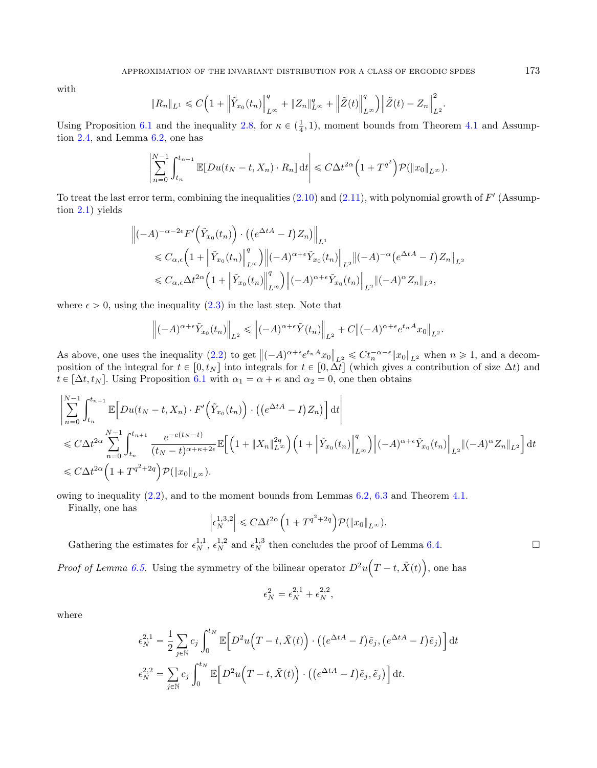with

$$
\|R_n\|_{L^1} \leqslant C\Big(1 + \Big\|\tilde{Y}_{x_0}(t_n)\Big\|_{L^\infty}^q + \|Z_n\|_{L^\infty}^q + \Big\|\tilde{Z}(t)\Big\|_{L^\infty}^q\Big)\Big\|\tilde{Z}(t) - Z_n\Big\|_{L^2}^2.
$$

Using Proposition 6.1 and the inequality 2.8, for $\kappa \in (\frac{1}{4}, 1)$, moment bounds from Theorem 4.1 and Assumption 2.4, and Lemma 6.2, one has

$$
\left|\sum_{n=0}^{N-1} \int_{t_n}^{t_{n+1}} \mathbb{E}[Du(t_N - t, X_n) \cdot R_n] \,\mathrm{d}t\right| \leqslant C\Delta t^{2\alpha}\Big(1 + T^{q^2}\Big)\mathcal{P}(\|x_0\|_{L^\infty}).
$$

To treat the last error term, combining the inequalities (2.10) and (2.11), with polynomial growth of $F'$ (Assumption 2.1) yields

$$
\begin{aligned}
&\Big\|(-A)^{-\alpha-2\epsilon} F'\Big(\tilde{Y}_{x_0}(t_n)\Big) \cdot \big(\big(e^{\Delta t A} - I\big) Z_n\big)\Big\|_{L^1} \\
&\quad\leqslant C_{\alpha,\epsilon}\Big(1 + \Big\|\tilde{Y}_{x_0}(t_n)\Big\|_{L^\infty}^q\Big)\Big\|(-A)^{\alpha+\epsilon}\tilde{Y}_{x_0}(t_n)\Big\|_{L^2}\big\|(-A)^{-\alpha}\big(e^{\Delta t A} - I\big) Z_n\big\|_{L^2} \\
&\quad\leqslant C_{\alpha,\epsilon}\Delta t^{2\alpha}\Big(1 + \Big\|\tilde{Y}_{x_0}(t_n)\Big\|_{L^\infty}^q\Big)\Big\|(-A)^{\alpha+\epsilon}\tilde{Y}_{x_0}(t_n)\Big\|_{L^2}\|(-A)^{\alpha} Z_n\|_{L^2},
\end{aligned}
$$

where $\epsilon > 0$, using the inequality (2.3) in the last step. Note that

$$
\Big\|(-A)^{\alpha+\epsilon}\tilde{Y}_{x_0}(t_n)\Big\|_{L^2} \leqslant \Big\|(-A)^{\alpha+\epsilon}\tilde{Y}(t_n)\Big\|_{L^2} + C\big\|(-A)^{\alpha+\epsilon}e^{t_n A}x_0\big\|_{L^2}.
$$

As above, one uses the inequality (2.2) to get $\|(-A)^{\alpha+\epsilon}e^{t_n A}x_0\|_{L^2} \leqslant Ct_n^{-\alpha-\epsilon}\|x_0\|_{L^2}$ when $n \geqslant 1$, and a decomposition of the integral for $t \in [0, t_N]$ into integrals for $t \in [0, \Delta t]$ (which gives a contribution of size $\Delta t$) and $t \in [\Delta t, t_N]$. Using Proposition 6.1 with $\alpha_1 = \alpha + \kappa$ and $\alpha_2 = 0$, one then obtains

$$
\begin{aligned}
&\left|\sum_{n=0}^{N-1} \int_{t_n}^{t_{n+1}} \mathbb{E}\Big[Du(t_N - t, X_n) \cdot F'\Big(\tilde{Y}_{x_0}(t_n)\Big) \cdot \big(\big(e^{\Delta t A} - I\big) Z_n\big)\Big] \,\mathrm{d}t\right| \\
&\leqslant C\Delta t^{2\alpha}\sum_{n=0}^{N-1}\int_{t_n}^{t_{n+1}} \frac{e^{-c(t_N - t)}}{(t_N - t)^{\alpha+\kappa+2\epsilon}}\mathbb{E}\Big[\Big(1 + \|X_n\|_{L^\infty}^{2q}\Big)\Big(1 + \Big\|\tilde{Y}_{x_0}(t_n)\Big\|_{L^\infty}^q\Big)\Big\|(-A)^{\alpha+\epsilon}\tilde{Y}_{x_0}(t_n)\Big\|_{L^2}\|(-A)^{\alpha} Z_n\|_{L^2}\Big] \,\mathrm{d}t \\
&\leqslant C\Delta t^{2\alpha}\Big(1 + T^{q^2+2q}\Big)\mathcal{P}(\|x_0\|_{L^\infty}).
\end{aligned}
$$

owing to inequality (2.2), and to the moment bounds from Lemmas 6.2, 6.3 and Theorem 4.1.

Finally, one has

$$
\Big|\epsilon_N^{1,3,2}\Big| \leqslant C\Delta t^{2\alpha}\Big(1 + T^{q^2+2q}\Big)\mathcal{P}(\|x_0\|_{L^\infty}).
$$

Gathering the estimates for $\epsilon_N^{1,1}$, $\epsilon_N^{1,2}$ and $\epsilon_N^{1,3}$ then concludes the proof of Lemma 6.4. □

*Proof of Lemma 6.5.* Using the symmetry of the bilinear operator $D^2 u\Big(T - t, \tilde{X}(t)\Big)$, one has

$$
\epsilon_N^2 = \epsilon_N^{2,1} + \epsilon_N^{2,2},
$$

where

$$
\begin{aligned}
\epsilon_N^{2,1} &= \frac{1}{2}\sum_{j\in\mathbb{N}} c_j \int_0^{t_N} \mathbb{E}\Big[D^2 u\Big(T - t, \tilde{X}(t)\Big) \cdot \big(\big(e^{\Delta t A} - I\big)\tilde{e}_j, \big(e^{\Delta t A} - I\big)\tilde{e}_j\big)\Big] \,\mathrm{d}t \\
\epsilon_N^{2,2} &= \sum_{j\in\mathbb{N}} c_j \int_0^{t_N} \mathbb{E}\Big[D^2 u\Big(T - t, \tilde{X}(t)\Big) \cdot \big(\big(e^{\Delta t A} - I\big)\tilde{e}_j, \tilde{e}_j\big)\Big] \,\mathrm{d}t.
\end{aligned}
$$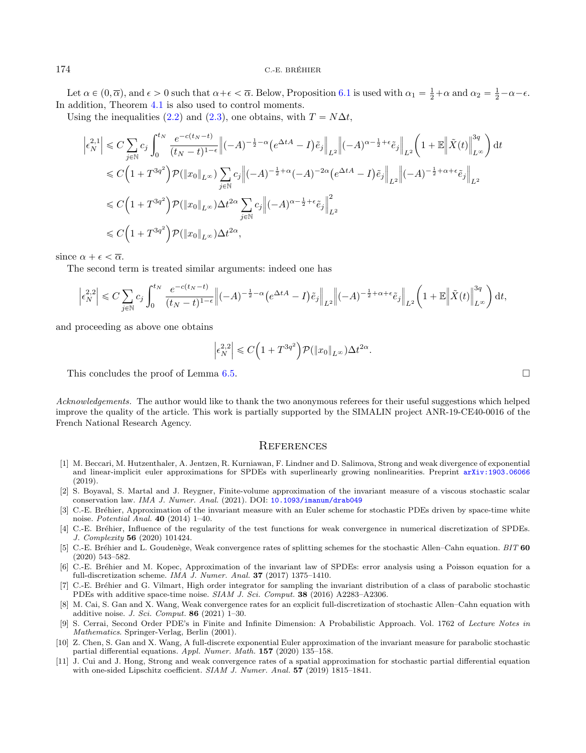Let $\alpha \in (0, \overline{\alpha})$, and $\epsilon > 0$ such that $\alpha + \epsilon < \overline{\alpha}$. Below, Proposition 6.1 is used with $\alpha_1 = \frac{1}{2} + \alpha$ and $\alpha_2 = \frac{1}{2} - \alpha - \epsilon$. In addition, Theorem 4.1 is also used to control moments.

Using the inequalities (2.2) and (2.3), one obtains, with $T = N\Delta t$,

$$
\begin{aligned}
\left|\epsilon_N^{2,1}\right| &\leqslant C \sum_{j\in\mathbb{N}} c_j \int_0^{t_N} \frac{e^{-c(t_N - t)}}{(t_N - t)^{1-\epsilon}} \left\|(-A)^{-\frac{1}{2}-\alpha}\left(e^{\Delta t A} - I\right)\tilde{e}_j\right\|_{L^2} \left\|(-A)^{\alpha - \frac{1}{2} + \epsilon}\tilde{e}_j\right\|_{L^2} \left(1 + \mathbb{E}\left\|\tilde{X}(t)\right\|_{L^\infty}^{3q}\right) \mathrm{d}t \\
&\leqslant C\left(1 + T^{3q^2}\right)\mathcal{P}(\|x_0\|_{L^\infty}) \sum_{j\in\mathbb{N}} c_j \left\|(-A)^{-\frac{1}{2}+\alpha}(-A)^{-2\alpha}\left(e^{\Delta t A} - I\right)\tilde{e}_j\right\|_{L^2} \left\|(-A)^{-\frac{1}{2}+\alpha+\epsilon}\tilde{e}_j\right\|_{L^2} \\
&\leqslant C\left(1 + T^{3q^2}\right)\mathcal{P}(\|x_0\|_{L^\infty}) \Delta t^{2\alpha} \sum_{j\in\mathbb{N}} c_j \left\|(-A)^{\alpha - \frac{1}{2} + \epsilon}\tilde{e}_j\right\|_{L^2}^2 \\
&\leqslant C\left(1 + T^{3q^2}\right)\mathcal{P}(\|x_0\|_{L^\infty}) \Delta t^{2\alpha},
\end{aligned}
$$

since $\alpha + \epsilon < \overline{\alpha}$.

The second term is treated similar arguments: indeed one has

$$
\left|\epsilon_N^{2,2}\right| \leqslant C \sum_{j\in\mathbb{N}} c_j \int_0^{t_N} \frac{e^{-c(t_N - t)}}{(t_N - t)^{1-\epsilon}} \left\|(-A)^{-\frac{1}{2}-\alpha}\left(e^{\Delta t A} - I\right)\tilde{e}_j\right\|_{L^2} \left\|(-A)^{-\frac{1}{2}+\alpha+\epsilon}\tilde{e}_j\right\|_{L^2} \left(1 + \mathbb{E}\left\|\tilde{X}(t)\right\|_{L^\infty}^{3q}\right) \mathrm{d}t,
$$

and proceeding as above one obtains

$$
\left|\epsilon_N^{2,2}\right| \leqslant C\left(1 + T^{3q^2}\right)\mathcal{P}(\|x_0\|_{L^\infty}) \Delta t^{2\alpha}.
$$

This concludes the proof of Lemma 6.5. □

*Acknowledgements.* The author would like to thank the two anonymous referees for their useful suggestions which helped improve the quality of the article. This work is partially supported by the SIMALIN project ANR-19-CE40-0016 of the French National Research Agency.

## References

[1] M. Beccari, M. Hutzenthaler, A. Jentzen, R. Kurniawan, F. Lindner and D. Salimova, Strong and weak divergence of exponential and linear-implicit euler approximations for SPDEs with superlinearly growing nonlinearities. Preprint arXiv:1903.06066 (2019).

[2] S. Boyaval, S. Martal and J. Reygner, Finite-volume approximation of the invariant measure of a viscous stochastic scalar conservation law. *IMA J. Numer. Anal.* (2021). DOI: 10.1093/imanum/drab049

[3] C.-E. Bréhier, Approximation of the invariant measure with an Euler scheme for stochastic PDEs driven by space-time white noise. *Potential Anal.* **40** (2014) 1–40.

[4] C.-E. Bréhier, Influence of the regularity of the test functions for weak convergence in numerical discretization of SPDEs. *J. Complexity* **56** (2020) 101424.

[5] C.-E. Bréhier and L. Goudenège, Weak convergence rates of splitting schemes for the stochastic Allen–Cahn equation. *BIT* **60** (2020) 543–582.

[6] C.-E. Bréhier and M. Kopec, Approximation of the invariant law of SPDEs: error analysis using a Poisson equation for a full-discretization scheme. *IMA J. Numer. Anal.* **37** (2017) 1375–1410.

[7] C.-E. Bréhier and G. Vilmart, High order integrator for sampling the invariant distribution of a class of parabolic stochastic PDEs with additive space-time noise. *SIAM J. Sci. Comput.* **38** (2016) A2283–A2306.

[8] M. Cai, S. Gan and X. Wang, Weak convergence rates for an explicit full-discretization of stochastic Allen–Cahn equation with additive noise. *J. Sci. Comput.* **86** (2021) 1–30.

[9] S. Cerrai, Second Order PDE's in Finite and Infinite Dimension: A Probabilistic Approach. Vol. 1762 of *Lecture Notes in Mathematics*. Springer-Verlag, Berlin (2001).

[10] Z. Chen, S. Gan and X. Wang, A full-discrete exponential Euler approximation of the invariant measure for parabolic stochastic partial differential equations. *Appl. Numer. Math.* **157** (2020) 135–158.

[11] J. Cui and J. Hong, Strong and weak convergence rates of a spatial approximation for stochastic partial differential equation with one-sided Lipschitz coefficient. *SIAM J. Numer. Anal.* **57** (2019) 1815–1841.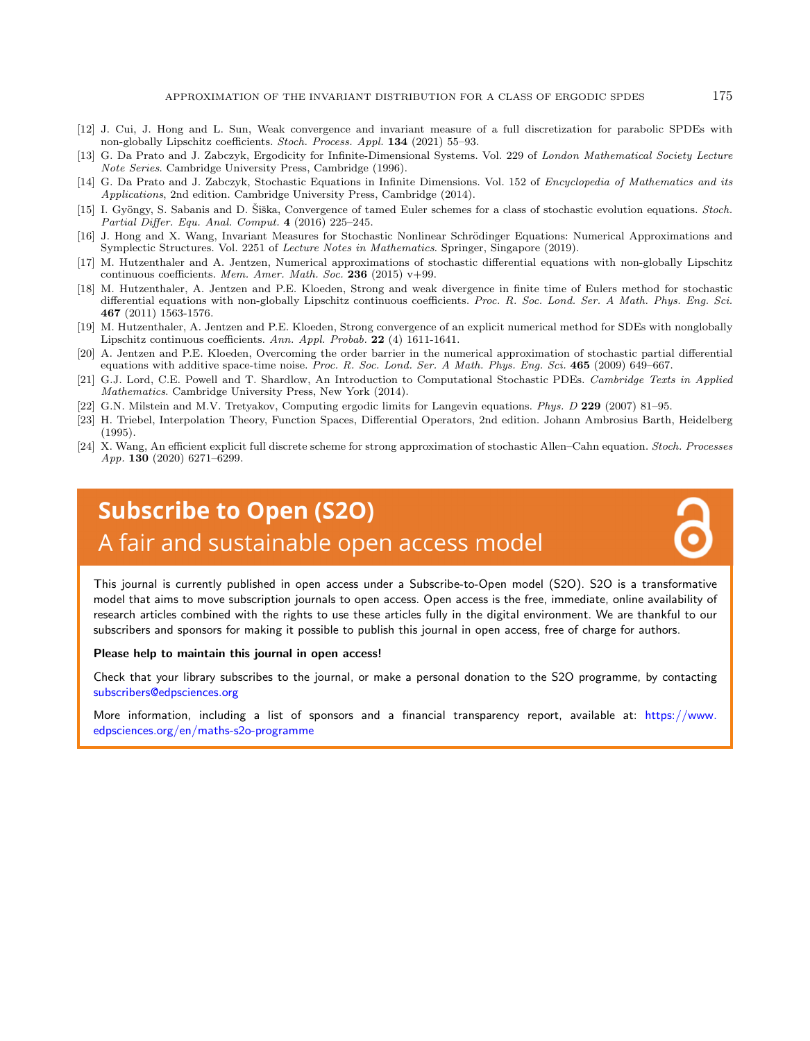[12] J. Cui, J. Hong and L. Sun, Weak convergence and invariant measure of a full discretization for parabolic SPDEs with non-globally Lipschitz coefficients. *Stoch. Process. Appl.* **134** (2021) 55–93.

[13] G. Da Prato and J. Zabczyk, Ergodicity for Infinite-Dimensional Systems. Vol. 229 of *London Mathematical Society Lecture Note Series*. Cambridge University Press, Cambridge (1996).

[14] G. Da Prato and J. Zabczyk, Stochastic Equations in Infinite Dimensions. Vol. 152 of *Encyclopedia of Mathematics and its Applications*, 2nd edition. Cambridge University Press, Cambridge (2014).

[15] I. Gyöngy, S. Sabanis and D. Šiška, Convergence of tamed Euler schemes for a class of stochastic evolution equations. *Stoch. Partial Differ. Equ. Anal. Comput.* **4** (2016) 225–245.

[16] J. Hong and X. Wang, Invariant Measures for Stochastic Nonlinear Schrödinger Equations: Numerical Approximations and Symplectic Structures. Vol. 2251 of *Lecture Notes in Mathematics*. Springer, Singapore (2019).

[17] M. Hutzenthaler and A. Jentzen, Numerical approximations of stochastic differential equations with non-globally Lipschitz continuous coefficients. *Mem. Amer. Math. Soc.* **236** (2015) v+99.

[18] M. Hutzenthaler, A. Jentzen and P.E. Kloeden, Strong and weak divergence in finite time of Eulers method for stochastic differential equations with non-globally Lipschitz continuous coefficients. *Proc. R. Soc. Lond. Ser. A Math. Phys. Eng. Sci.* **467** (2011) 1563-1576.

[19] M. Hutzenthaler, A. Jentzen and P.E. Kloeden, Strong convergence of an explicit numerical method for SDEs with nonglobally Lipschitz continuous coefficients. *Ann. Appl. Probab.* **22** (4) 1611-1641.

[20] A. Jentzen and P.E. Kloeden, Overcoming the order barrier in the numerical approximation of stochastic partial differential equations with additive space-time noise. *Proc. R. Soc. Lond. Ser. A Math. Phys. Eng. Sci.* **465** (2009) 649–667.

[21] G.J. Lord, C.E. Powell and T. Shardlow, An Introduction to Computational Stochastic PDEs. *Cambridge Texts in Applied Mathematics*. Cambridge University Press, New York (2014).

[22] G.N. Milstein and M.V. Tretyakov, Computing ergodic limits for Langevin equations. *Phys. D* **229** (2007) 81–95.

[23] H. Triebel, Interpolation Theory, Function Spaces, Differential Operators, 2nd edition. Johann Ambrosius Barth, Heidelberg (1995).

[24] X. Wang, An efficient explicit full discrete scheme for strong approximation of stochastic Allen–Cahn equation. *Stoch. Processes App.* **130** (2020) 6271–6299.

## Subscribe to Open (S2O)

### A fair and sustainable open access model

This journal is currently published in open access under a Subscribe-to-Open model (S2O). S2O is a transformative model that aims to move subscription journals to open access. Open access is the free, immediate, online availability of research articles combined with the rights to use these articles fully in the digital environment. We are thankful to our subscribers and sponsors for making it possible to publish this journal in open access, free of charge for authors.

**Please help to maintain this journal in open access!**

Check that your library subscribes to the journal, or make a personal donation to the S2O programme, by contacting subscribers@edpsciences.org

More information, including a list of sponsors and a financial transparency report, available at: https://www.edpsciences.org/en/maths-s2o-programme